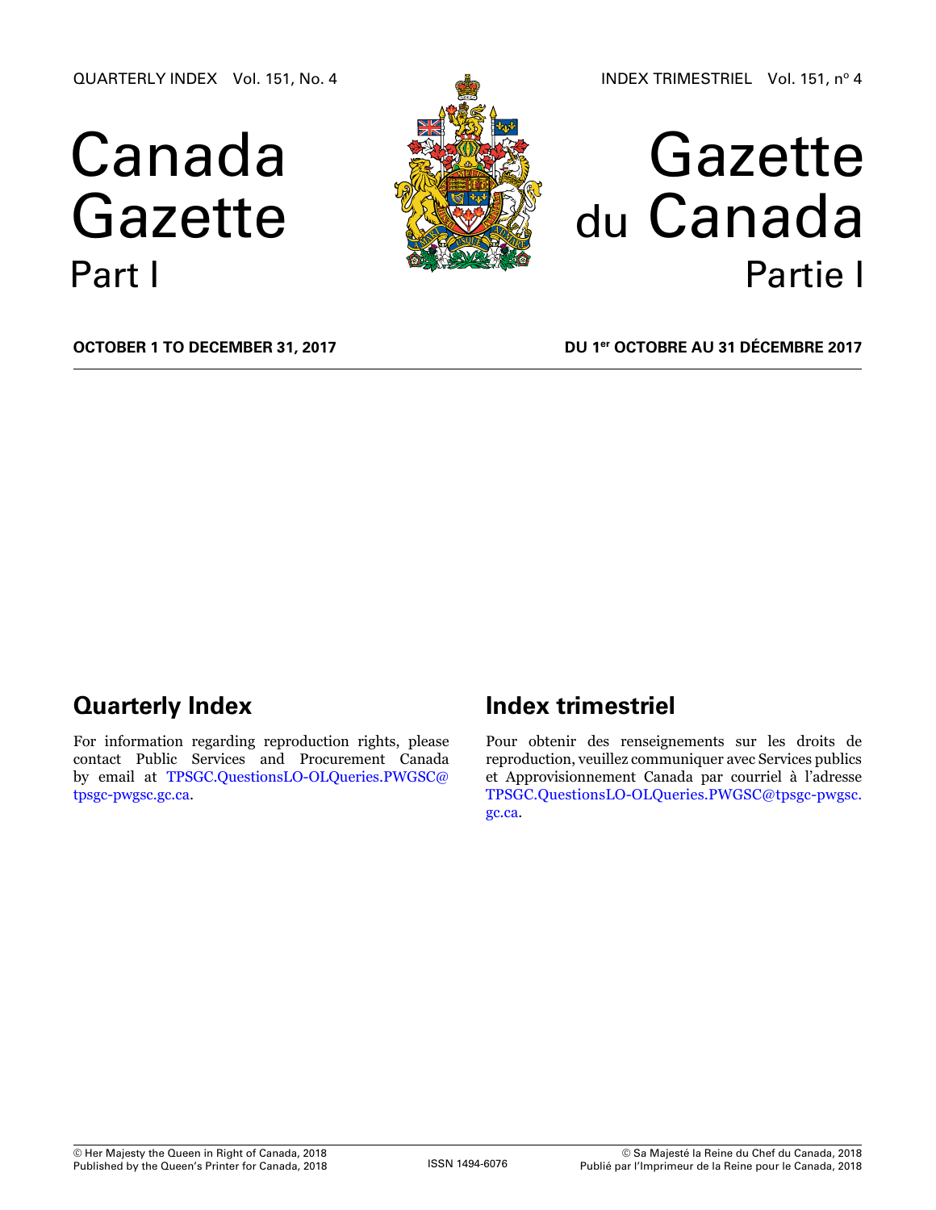QUARTERLY INDEX Vol. 151, No. 4

INDEX TRIMESTRIEL Vol. 151, nº 4

# Canada Gazette Part I

# Gazette du Canada Partie I

**OCTOBER 1 TO DECEMBER 31, 2017**

**DU 1er OCTOBRE AU 31 DÉCEMBRE 2017**

## Quarterly Index

For information regarding reproduction rights, please contact Public Services and Procurement Canada by email at TPSGC.QuestionsLO-OLQueries.PWGSC@tpsgc-pwgsc.gc.ca.

## Index trimestriel

Pour obtenir des renseignements sur les droits de reproduction, veuillez communiquer avec Services publics et Approvisionnement Canada par courriel à l'adresse TPSGC.QuestionsLO-OLQueries.PWGSC@tpsgc-pwgsc.gc.ca.

© Her Majesty the Queen in Right of Canada, 2018
Published by the Queen's Printer for Canada, 2018

ISSN 1494-6076

© Sa Majesté la Reine du Chef du Canada, 2018
Publié par l'Imprimeur de la Reine pour le Canada, 2018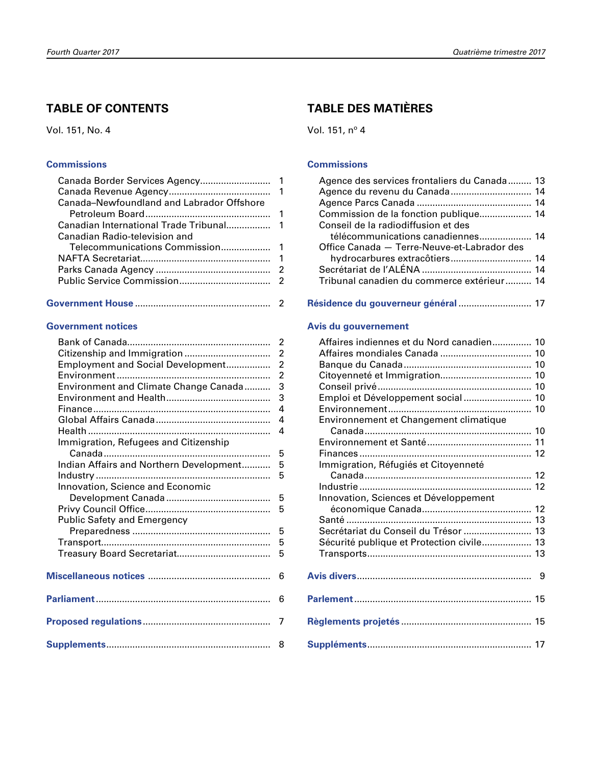## TABLE OF CONTENTS

Vol. 151, No. 4

### Commissions

- Canada Border Services Agency .......... 1
- Canada Revenue Agency .......... 1
- Canada–Newfoundland and Labrador Offshore Petroleum Board .......... 1
- Canadian International Trade Tribunal .......... 1
- Canadian Radio-television and Telecommunications Commission .......... 1
- NAFTA Secretariat .......... 1
- Parks Canada Agency .......... 2
- Public Service Commission .......... 2

### Government House .......... 2

### Government notices

- Bank of Canada .......... 2
- Citizenship and Immigration .......... 2
- Employment and Social Development .......... 2
- Environment .......... 2
- Environment and Climate Change Canada .......... 3
- Environment and Health .......... 3
- Finance .......... 4
- Global Affairs Canada .......... 4
- Health .......... 4
- Immigration, Refugees and Citizenship Canada .......... 5
- Indian Affairs and Northern Development .......... 5
- Industry .......... 5
- Innovation, Science and Economic Development Canada .......... 5
- Privy Council Office .......... 5
- Public Safety and Emergency Preparedness .......... 5
- Transport .......... 5
- Treasury Board Secretariat .......... 5

### Miscellaneous notices .......... 6

### Parliament .......... 6

### Proposed regulations .......... 7

### Supplements .......... 8

## TABLE DES MATIÈRES

Vol. 151, nº 4

### Commissions

- Agence des services frontaliers du Canada .......... 13
- Agence du revenu du Canada .......... 14
- Agence Parcs Canada .......... 14
- Commission de la fonction publique .......... 14
- Conseil de la radiodiffusion et des télécommunications canadiennes .......... 14
- Office Canada — Terre-Neuve-et-Labrador des hydrocarbures extracôtiers .......... 14
- Secrétariat de l'ALÉNA .......... 14
- Tribunal canadien du commerce extérieur .......... 14

### Résidence du gouverneur général .......... 17

### Avis du gouvernement

- Affaires indiennes et du Nord canadien .......... 10
- Affaires mondiales Canada .......... 10
- Banque du Canada .......... 10
- Citoyenneté et Immigration .......... 10
- Conseil privé .......... 10
- Emploi et Développement social .......... 10
- Environnement .......... 10
- Environnement et Changement climatique Canada .......... 10
- Environnement et Santé .......... 11
- Finances .......... 12
- Immigration, Réfugiés et Citoyenneté Canada .......... 12
- Industrie .......... 12
- Innovation, Sciences et Développement économique Canada .......... 12
- Santé .......... 13
- Secrétariat du Conseil du Trésor .......... 13
- Sécurité publique et Protection civile .......... 13
- Transports .......... 13

### Avis divers .......... 9

### Parlement .......... 15

### Règlements projetés .......... 15

### Suppléments .......... 17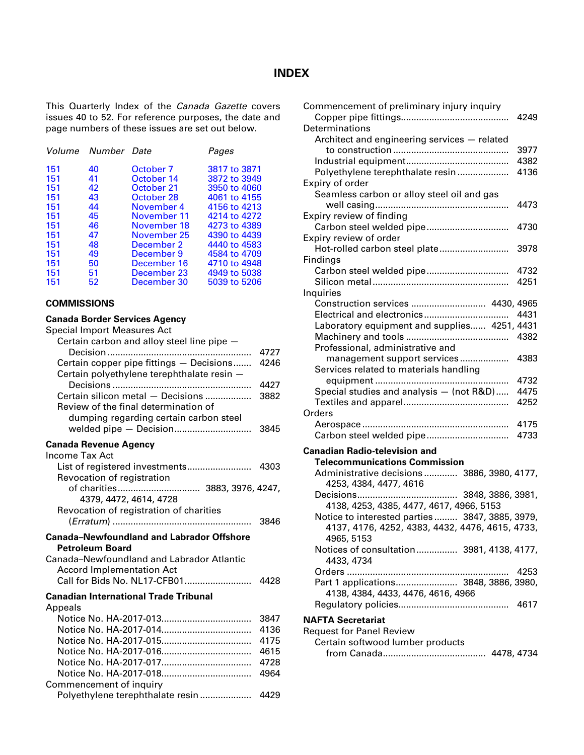# INDEX

This Quarterly Index of the *Canada Gazette* covers issues 40 to 52. For reference purposes, the date and page numbers of these issues are set out below.

| *Volume* | *Number* | *Date* | *Pages* |
|---|---|---|---|
| 151 | 40 | October 7 | 3817 to 3871 |
| 151 | 41 | October 14 | 3872 to 3949 |
| 151 | 42 | October 21 | 3950 to 4060 |
| 151 | 43 | October 28 | 4061 to 4155 |
| 151 | 44 | November 4 | 4156 to 4213 |
| 151 | 45 | November 11 | 4214 to 4272 |
| 151 | 46 | November 18 | 4273 to 4389 |
| 151 | 47 | November 25 | 4390 to 4439 |
| 151 | 48 | December 2 | 4440 to 4583 |
| 151 | 49 | December 9 | 4584 to 4709 |
| 151 | 50 | December 16 | 4710 to 4948 |
| 151 | 51 | December 23 | 4949 to 5038 |
| 151 | 52 | December 30 | 5039 to 5206 |

## COMMISSIONS

### Canada Border Services Agency

Special Import Measures Act
- Certain carbon and alloy steel line pipe — Decision ........ 4727
- Certain copper pipe fittings — Decisions ........ 4246
- Certain polyethylene terephthalate resin — Decisions ........ 4427
- Certain silicon metal — Decisions ........ 3882
- Review of the final determination of dumping regarding certain carbon steel welded pipe — Decision ........ 3845

### Canada Revenue Agency

Income Tax Act
- List of registered investments ........ 4303
- Revocation of registration of charities ........ 3883, 3976, 4247, 4379, 4472, 4614, 4728
- Revocation of registration of charities (*Erratum*) ........ 3846

### Canada–Newfoundland and Labrador Offshore Petroleum Board

Canada–Newfoundland and Labrador Atlantic Accord Implementation Act
- Call for Bids No. NL17-CFB01 ........ 4428

### Canadian International Trade Tribunal

Appeals
- Notice No. HA-2017-013 ........ 3847
- Notice No. HA-2017-014 ........ 4136
- Notice No. HA-2017-015 ........ 4175
- Notice No. HA-2017-016 ........ 4615
- Notice No. HA-2017-017 ........ 4728
- Notice No. HA-2017-018 ........ 4964

Commencement of inquiry
- Polyethylene terephthalate resin ........ 4429

Commencement of preliminary injury inquiry
- Copper pipe fittings ........ 4249

Determinations
- Architect and engineering services — related to construction ........ 3977
- Industrial equipment ........ 4382
- Polyethylene terephthalate resin ........ 4136

Expiry of order
- Seamless carbon or alloy steel oil and gas well casing ........ 4473

Expiry review of finding
- Carbon steel welded pipe ........ 4730

Expiry review of order
- Hot-rolled carbon steel plate ........ 3978

Findings
- Carbon steel welded pipe ........ 4732
- Silicon metal ........ 4251

Inquiries
- Construction services ........ 4430, 4965
- Electrical and electronics ........ 4431
- Laboratory equipment and supplies ........ 4251, 4431
- Machinery and tools ........ 4382
- Professional, administrative and management support services ........ 4383
- Services related to materials handling equipment ........ 4732
- Special studies and analysis — (not R&D) ........ 4475
- Textiles and apparel ........ 4252

Orders
- Aerospace ........ 4175
- Carbon steel welded pipe ........ 4733

### Canadian Radio-television and Telecommunications Commission

- Administrative decisions ........ 3886, 3980, 4177, 4253, 4384, 4477, 4616
- Decisions ........ 3848, 3886, 3981, 4138, 4253, 4385, 4477, 4617, 4966, 5153
- Notice to interested parties ........ 3847, 3885, 3979, 4137, 4176, 4252, 4383, 4432, 4476, 4615, 4733, 4965, 5153
- Notices of consultation ........ 3981, 4138, 4177, 4433, 4734
- Orders ........ 4253
- Part 1 applications ........ 3848, 3886, 3980, 4138, 4384, 4433, 4476, 4616, 4966
- Regulatory policies ........ 4617

### NAFTA Secretariat

Request for Panel Review
- Certain softwood lumber products from Canada ........ 4478, 4734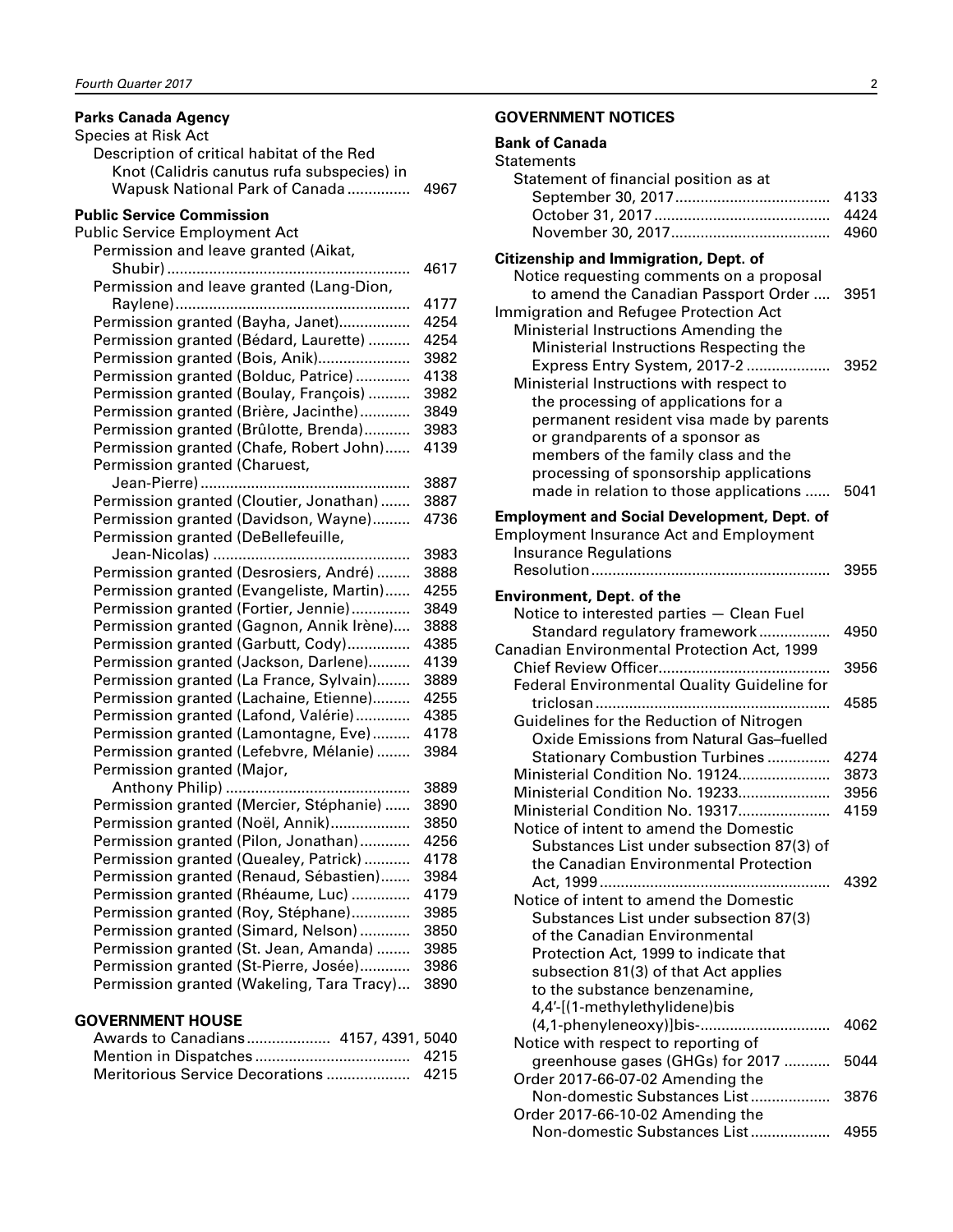**Parks Canada Agency**

Species at Risk Act

- Description of critical habitat of the Red Knot (Calidris canutus rufa subspecies) in Wapusk National Park of Canada ............... 4967

**Public Service Commission**

Public Service Employment Act

- Permission and leave granted (Aikat, Shubir) .......................................................... 4617
- Permission and leave granted (Lang-Dion, Raylene)........................................................ 4177
- Permission granted (Bayha, Janet)................. 4254
- Permission granted (Bédard, Laurette) .......... 4254
- Permission granted (Bois, Anik)...................... 3982
- Permission granted (Bolduc, Patrice) ............. 4138
- Permission granted (Boulay, François) .......... 3982
- Permission granted (Brière, Jacinthe)............ 3849
- Permission granted (Brûlotte, Brenda)........... 3983
- Permission granted (Chafe, Robert John)...... 4139
- Permission granted (Charuest, Jean-Pierre) ................................................. 3887
- Permission granted (Cloutier, Jonathan) ....... 3887
- Permission granted (Davidson, Wayne)......... 4736
- Permission granted (DeBellefeuille, Jean-Nicolas) .............................................. 3983
- Permission granted (Desrosiers, André) ........ 3888
- Permission granted (Evangeliste, Martin)...... 4255
- Permission granted (Fortier, Jennie).............. 3849
- Permission granted (Gagnon, Annik Irène).... 3888
- Permission granted (Garbutt, Cody)............... 4385
- Permission granted (Jackson, Darlene).......... 4139
- Permission granted (La France, Sylvain)........ 3889
- Permission granted (Lachaine, Etienne)......... 4255
- Permission granted (Lafond, Valérie)............. 4385
- Permission granted (Lamontagne, Eve)......... 4178
- Permission granted (Lefebvre, Mélanie) ........ 3984
- Permission granted (Major, Anthony Philip) ........................................... 3889
- Permission granted (Mercier, Stéphanie) ...... 3890
- Permission granted (Noël, Annik)................... 3850
- Permission granted (Pilon, Jonathan)............ 4256
- Permission granted (Quealey, Patrick) ........... 4178
- Permission granted (Renaud, Sébastien)....... 3984
- Permission granted (Rhéaume, Luc) .............. 4179
- Permission granted (Roy, Stéphane).............. 3985
- Permission granted (Simard, Nelson) ............ 3850
- Permission granted (St. Jean, Amanda) ........ 3985
- Permission granted (St-Pierre, Josée)............ 3986
- Permission granted (Wakeling, Tara Tracy)... 3890

## GOVERNMENT HOUSE

- Awards to Canadians.................... 4157, 4391, 5040
- Mention in Dispatches .................................... 4215
- Meritorious Service Decorations .................... 4215

## GOVERNMENT NOTICES

**Bank of Canada**

Statements

- Statement of financial position as at
  - September 30, 2017.................................... 4133
  - October 31, 2017 .......................................... 4424
  - November 30, 2017...................................... 4960

**Citizenship and Immigration, Dept. of**

- Notice requesting comments on a proposal to amend the Canadian Passport Order .... 3951

Immigration and Refugee Protection Act

- Ministerial Instructions Amending the Ministerial Instructions Respecting the Express Entry System, 2017-2 .................... 3952
- Ministerial Instructions with respect to the processing of applications for a permanent resident visa made by parents or grandparents of a sponsor as members of the family class and the processing of sponsorship applications made in relation to those applications ...... 5041

**Employment and Social Development, Dept. of**

Employment Insurance Act and Employment Insurance Regulations

- Resolution......................................................... 3955

**Environment, Dept. of the**

- Notice to interested parties — Clean Fuel Standard regulatory framework................. 4950

Canadian Environmental Protection Act, 1999

- Chief Review Officer......................................... 3956
- Federal Environmental Quality Guideline for triclosan ........................................................ 4585
- Guidelines for the Reduction of Nitrogen Oxide Emissions from Natural Gas–fuelled Stationary Combustion Turbines ............... 4274
- Ministerial Condition No. 19124...................... 3873
- Ministerial Condition No. 19233...................... 3956
- Ministerial Condition No. 19317...................... 4159
- Notice of intent to amend the Domestic Substances List under subsection 87(3) of the Canadian Environmental Protection Act, 1999 ....................................................... 4392
- Notice of intent to amend the Domestic Substances List under subsection 87(3) of the Canadian Environmental Protection Act, 1999 to indicate that subsection 81(3) of that Act applies to the substance benzenamine, 4,4′-[(1-methylethylidene)bis (4,1-phenyleneoxy)]bis-............................... 4062
- Notice with respect to reporting of greenhouse gases (GHGs) for 2017 ........... 5044
- Order 2017-66-07-02 Amending the Non-domestic Substances List ................... 3876
- Order 2017-66-10-02 Amending the Non-domestic Substances List ................... 4955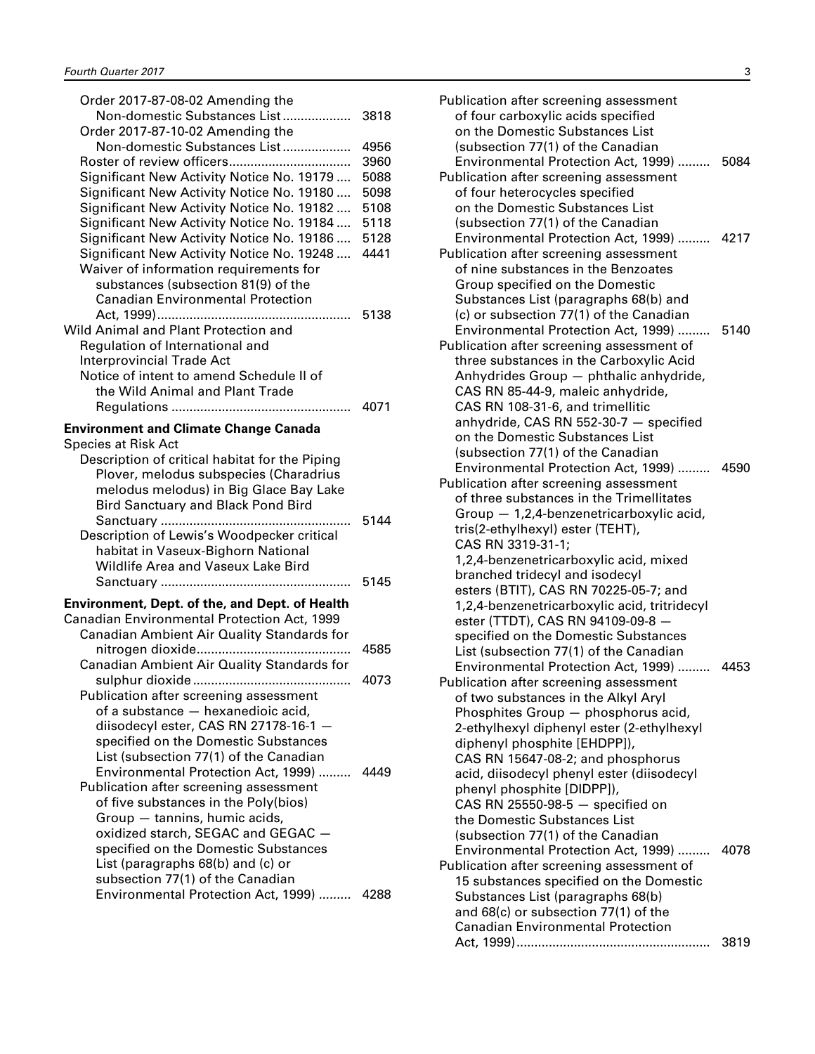Order 2017-87-08-02 Amending the Non-domestic Substances List ... 3818
Order 2017-87-10-02 Amending the Non-domestic Substances List ... 4956
Roster of review officers ... 3960
Significant New Activity Notice No. 19179 ... 5088
Significant New Activity Notice No. 19180 ... 5098
Significant New Activity Notice No. 19182 ... 5108
Significant New Activity Notice No. 19184 ... 5118
Significant New Activity Notice No. 19186 ... 5128
Significant New Activity Notice No. 19248 ... 4441
Waiver of information requirements for substances (subsection 81(9) of the Canadian Environmental Protection Act, 1999) ... 5138

Wild Animal and Plant Protection and Regulation of International and Interprovincial Trade Act
Notice of intent to amend Schedule II of the Wild Animal and Plant Trade Regulations ... 4071

**Environment and Climate Change Canada**

Species at Risk Act
Description of critical habitat for the Piping Plover, melodus subspecies (Charadrius melodus melodus) in Big Glace Bay Lake Bird Sanctuary and Black Pond Bird Sanctuary ... 5144
Description of Lewis's Woodpecker critical habitat in Vaseux-Bighorn National Wildlife Area and Vaseux Lake Bird Sanctuary ... 5145

**Environment, Dept. of the, and Dept. of Health**

Canadian Environmental Protection Act, 1999
Canadian Ambient Air Quality Standards for nitrogen dioxide ... 4585
Canadian Ambient Air Quality Standards for sulphur dioxide ... 4073
Publication after screening assessment of a substance — hexanedioic acid, diisodecyl ester, CAS RN 27178-16-1 — specified on the Domestic Substances List (subsection 77(1) of the Canadian Environmental Protection Act, 1999) ... 4449
Publication after screening assessment of five substances in the Poly(bios) Group — tannins, humic acids, oxidized starch, SEGAC and GEGAC — specified on the Domestic Substances List (paragraphs 68(b) and (c) or subsection 77(1) of the Canadian Environmental Protection Act, 1999) ... 4288
Publication after screening assessment of four carboxylic acids specified on the Domestic Substances List (subsection 77(1) of the Canadian Environmental Protection Act, 1999) ... 5084
Publication after screening assessment of four heterocycles specified on the Domestic Substances List (subsection 77(1) of the Canadian Environmental Protection Act, 1999) ... 4217
Publication after screening assessment of nine substances in the Benzoates Group specified on the Domestic Substances List (paragraphs 68(b) and (c) or subsection 77(1) of the Canadian Environmental Protection Act, 1999) ... 5140
Publication after screening assessment of three substances in the Carboxylic Acid Anhydrides Group — phthalic anhydride, CAS RN 85-44-9, maleic anhydride, CAS RN 108-31-6, and trimellitic anhydride, CAS RN 552-30-7 — specified on the Domestic Substances List (subsection 77(1) of the Canadian Environmental Protection Act, 1999) ... 4590
Publication after screening assessment of three substances in the Trimellitates Group — 1,2,4-benzenetricarboxylic acid, tris(2-ethylhexyl) ester (TEHT), CAS RN 3319-31-1; 1,2,4-benzenetricarboxylic acid, mixed branched tridecyl and isodecyl esters (BTIT), CAS RN 70225-05-7; and 1,2,4-benzenetricarboxylic acid, tritridecyl ester (TTDT), CAS RN 94109-09-8 — specified on the Domestic Substances List (subsection 77(1) of the Canadian Environmental Protection Act, 1999) ... 4453
Publication after screening assessment of two substances in the Alkyl Aryl Phosphites Group — phosphorus acid, 2-ethylhexyl diphenyl ester (2-ethylhexyl diphenyl phosphite [EHDPP]), CAS RN 15647-08-2; and phosphorus acid, diisodecyl phenyl ester (diisodecyl phenyl phosphite [DIDPP]), CAS RN 25550-98-5 — specified on the Domestic Substances List (subsection 77(1) of the Canadian Environmental Protection Act, 1999) ... 4078
Publication after screening assessment of 15 substances specified on the Domestic Substances List (paragraphs 68(b) and 68(c) or subsection 77(1) of the Canadian Environmental Protection Act, 1999) ... 3819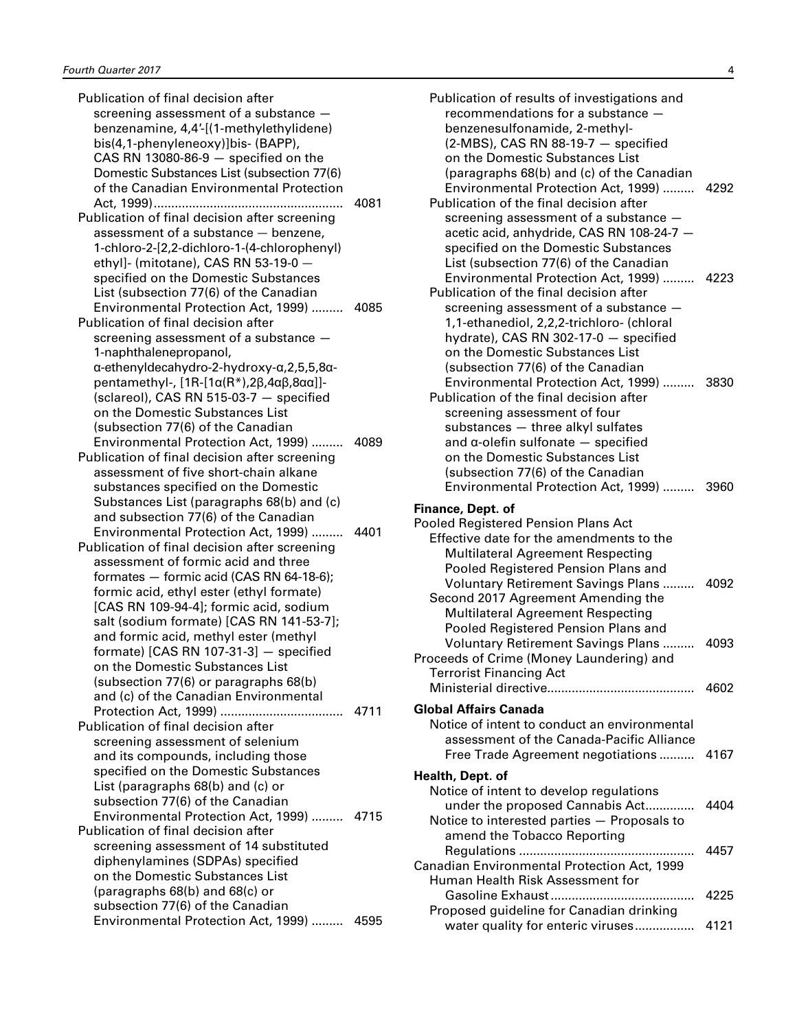Publication of final decision after screening assessment of a substance — benzenamine, 4,4′-[(1-methylethylidene) bis(4,1-phenyleneoxy)]bis- (BAPP), CAS RN 13080-86-9 — specified on the Domestic Substances List (subsection 77(6) of the Canadian Environmental Protection Act, 1999) ..... 4081

Publication of final decision after screening assessment of a substance — benzene, 1-chloro-2-[2,2-dichloro-1-(4-chlorophenyl) ethyl]- (mitotane), CAS RN 53-19-0 — specified on the Domestic Substances List (subsection 77(6) of the Canadian Environmental Protection Act, 1999) ..... 4085

Publication of final decision after screening assessment of a substance — 1-naphthalenepropanol, α-ethenyldecahydro-2-hydroxy-α,2,5,5,8α-pentamethyl-, [1R-[1α(R*),2β,4αβ,8αα]]- (sclareol), CAS RN 515-03-7 — specified on the Domestic Substances List (subsection 77(6) of the Canadian Environmental Protection Act, 1999) ..... 4089

Publication of final decision after screening assessment of five short-chain alkane substances specified on the Domestic Substances List (paragraphs 68(b) and (c) and subsection 77(6) of the Canadian Environmental Protection Act, 1999) ..... 4401

Publication of final decision after screening assessment of formic acid and three formates — formic acid (CAS RN 64-18-6); formic acid, ethyl ester (ethyl formate) [CAS RN 109-94-4]; formic acid, sodium salt (sodium formate) [CAS RN 141-53-7]; and formic acid, methyl ester (methyl formate) [CAS RN 107-31-3] — specified on the Domestic Substances List (subsection 77(6) or paragraphs 68(b) and (c) of the Canadian Environmental Protection Act, 1999) ..... 4711

Publication of final decision after screening assessment of selenium and its compounds, including those specified on the Domestic Substances List (paragraphs 68(b) and (c) or subsection 77(6) of the Canadian Environmental Protection Act, 1999) ..... 4715

Publication of final decision after screening assessment of 14 substituted diphenylamines (SDPAs) specified on the Domestic Substances List (paragraphs 68(b) and 68(c) or subsection 77(6) of the Canadian Environmental Protection Act, 1999) ..... 4595

Publication of results of investigations and recommendations for a substance — benzenesulfonamide, 2-methyl- (2-MBS), CAS RN 88-19-7 — specified on the Domestic Substances List (paragraphs 68(b) and (c) of the Canadian Environmental Protection Act, 1999) ..... 4292

Publication of the final decision after screening assessment of a substance — acetic acid, anhydride, CAS RN 108-24-7 — specified on the Domestic Substances List (subsection 77(6) of the Canadian Environmental Protection Act, 1999) ..... 4223

Publication of the final decision after screening assessment of a substance — 1,1-ethanediol, 2,2,2-trichloro- (chloral hydrate), CAS RN 302-17-0 — specified on the Domestic Substances List (subsection 77(6) of the Canadian Environmental Protection Act, 1999) ..... 3830

Publication of the final decision after screening assessment of four substances — three alkyl sulfates and α-olefin sulfonate — specified on the Domestic Substances List (subsection 77(6) of the Canadian Environmental Protection Act, 1999) ..... 3960

**Finance, Dept. of**

Pooled Registered Pension Plans Act

Effective date for the amendments to the Multilateral Agreement Respecting Pooled Registered Pension Plans and Voluntary Retirement Savings Plans ..... 4092

Second 2017 Agreement Amending the Multilateral Agreement Respecting Pooled Registered Pension Plans and Voluntary Retirement Savings Plans ..... 4093

Proceeds of Crime (Money Laundering) and Terrorist Financing Act

Ministerial directive..... 4602

**Global Affairs Canada**

Notice of intent to conduct an environmental assessment of the Canada-Pacific Alliance Free Trade Agreement negotiations ..... 4167

**Health, Dept. of**

Notice of intent to develop regulations under the proposed Cannabis Act..... 4404

Notice to interested parties — Proposals to amend the Tobacco Reporting Regulations ..... 4457

Canadian Environmental Protection Act, 1999

Human Health Risk Assessment for Gasoline Exhaust..... 4225

Proposed guideline for Canadian drinking water quality for enteric viruses..... 4121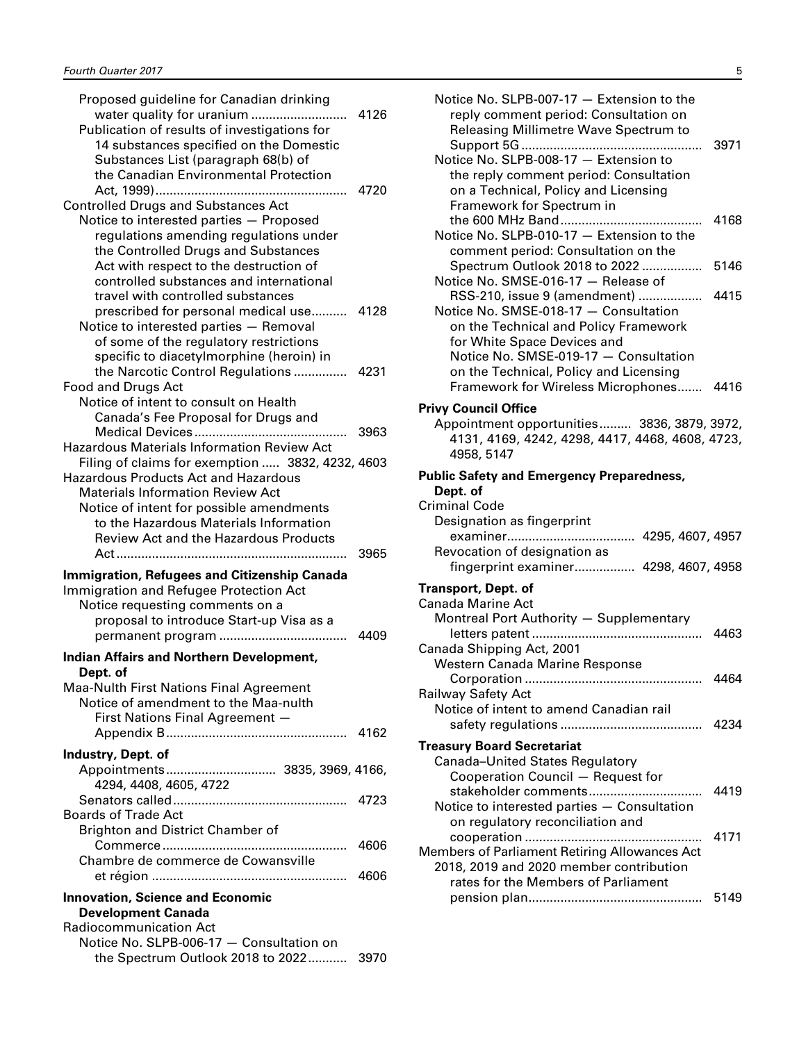Proposed guideline for Canadian drinking water quality for uranium .......................... 4126
Publication of results of investigations for 14 substances specified on the Domestic Substances List (paragraph 68(b) of the Canadian Environmental Protection Act, 1999)..................................................... 4720

Controlled Drugs and Substances Act
Notice to interested parties — Proposed regulations amending regulations under the Controlled Drugs and Substances Act with respect to the destruction of controlled substances and international travel with controlled substances prescribed for personal medical use.......... 4128
Notice to interested parties — Removal of some of the regulatory restrictions specific to diacetylmorphine (heroin) in the Narcotic Control Regulations ............... 4231

Food and Drugs Act
Notice of intent to consult on Health Canada's Fee Proposal for Drugs and Medical Devices.......................................... 3963

Hazardous Materials Information Review Act
Filing of claims for exemption ..... 3832, 4232, 4603

Hazardous Products Act and Hazardous Materials Information Review Act
Notice of intent for possible amendments to the Hazardous Materials Information Review Act and the Hazardous Products Act................................................................ 3965

**Immigration, Refugees and Citizenship Canada**

Immigration and Refugee Protection Act
Notice requesting comments on a proposal to introduce Start-up Visa as a permanent program .................................... 4409

**Indian Affairs and Northern Development, Dept. of**

Maa-Nulth First Nations Final Agreement
Notice of amendment to the Maa-nulth First Nations Final Agreement — Appendix B.................................................. 4162

**Industry, Dept. of**

Appointments.............................. 3835, 3969, 4166, 4294, 4408, 4605, 4722
Senators called................................................ 4723

Boards of Trade Act
Brighton and District Chamber of Commerce................................................... 4606
Chambre de commerce de Cowansville et région ...................................................... 4606

**Innovation, Science and Economic Development Canada**

Radiocommunication Act
Notice No. SLPB-006-17 — Consultation on the Spectrum Outlook 2018 to 2022........... 3970
Notice No. SLPB-007-17 — Extension to the reply comment period: Consultation on Releasing Millimetre Wave Spectrum to Support 5G.................................................. 3971
Notice No. SLPB-008-17 — Extension to the reply comment period: Consultation on a Technical, Policy and Licensing Framework for Spectrum in the 600 MHz Band........................................ 4168
Notice No. SLPB-010-17 — Extension to the comment period: Consultation on the Spectrum Outlook 2018 to 2022 ................. 5146
Notice No. SMSE-016-17 — Release of RSS-210, issue 9 (amendment) ................. 4415
Notice No. SMSE-018-17 — Consultation on the Technical and Policy Framework for White Space Devices and Notice No. SMSE-019-17 — Consultation on the Technical, Policy and Licensing Framework for Wireless Microphones....... 4416

**Privy Council Office**

Appointment opportunities......... 3836, 3879, 3972, 4131, 4169, 4242, 4298, 4417, 4468, 4608, 4723, 4958, 5147

**Public Safety and Emergency Preparedness, Dept. of**

Criminal Code
Designation as fingerprint examiner................................... 4295, 4607, 4957
Revocation of designation as fingerprint examiner................ 4298, 4607, 4958

**Transport, Dept. of**

Canada Marine Act
Montreal Port Authority — Supplementary letters patent ............................................... 4463

Canada Shipping Act, 2001
Western Canada Marine Response Corporation ................................................. 4464

Railway Safety Act
Notice of intent to amend Canadian rail safety regulations ....................................... 4234

**Treasury Board Secretariat**

Canada–United States Regulatory Cooperation Council — Request for stakeholder comments............................... 4419
Notice to interested parties — Consultation on regulatory reconciliation and cooperation ................................................. 4171

Members of Parliament Retiring Allowances Act
2018, 2019 and 2020 member contribution rates for the Members of Parliament pension plan................................................ 5149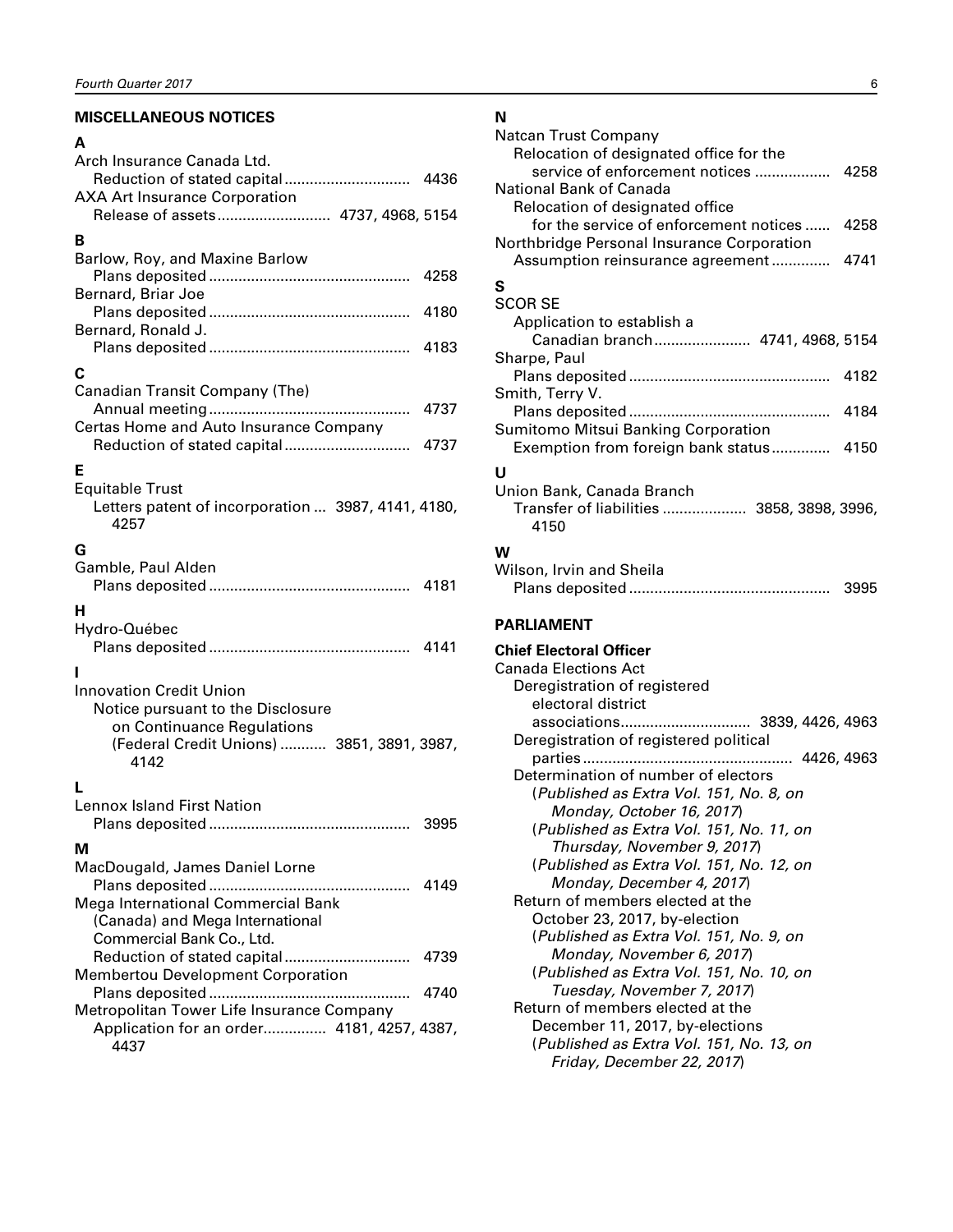## MISCELLANEOUS NOTICES

### A

Arch Insurance Canada Ltd.
- Reduction of stated capital .............................. 4436

AXA Art Insurance Corporation
- Release of assets ........................... 4737, 4968, 5154

### B

Barlow, Roy, and Maxine Barlow
- Plans deposited ................................................ 4258

Bernard, Briar Joe
- Plans deposited ................................................ 4180

Bernard, Ronald J.
- Plans deposited ................................................ 4183

### C

Canadian Transit Company (The)
- Annual meeting ................................................ 4737

Certas Home and Auto Insurance Company
- Reduction of stated capital .............................. 4737

### E

Equitable Trust
- Letters patent of incorporation ... 3987, 4141, 4180, 4257

### G

Gamble, Paul Alden
- Plans deposited ................................................ 4181

### H

Hydro-Québec
- Plans deposited ................................................ 4141

### I

Innovation Credit Union
- Notice pursuant to the Disclosure on Continuance Regulations (Federal Credit Unions) ........... 3851, 3891, 3987, 4142

### L

Lennox Island First Nation
- Plans deposited ................................................ 3995

### M

MacDougald, James Daniel Lorne
- Plans deposited ................................................ 4149

Mega International Commercial Bank (Canada) and Mega International Commercial Bank Co., Ltd.
- Reduction of stated capital .............................. 4739

Membertou Development Corporation
- Plans deposited ................................................ 4740

Metropolitan Tower Life Insurance Company
- Application for an order............... 4181, 4257, 4387, 4437

### N

Natcan Trust Company
- Relocation of designated office for the service of enforcement notices .................. 4258

National Bank of Canada
- Relocation of designated office for the service of enforcement notices ...... 4258

Northbridge Personal Insurance Corporation
- Assumption reinsurance agreement .............. 4741

### S

SCOR SE
- Application to establish a Canadian branch ....................... 4741, 4968, 5154

Sharpe, Paul
- Plans deposited ................................................ 4182

Smith, Terry V.
- Plans deposited ................................................ 4184

Sumitomo Mitsui Banking Corporation
- Exemption from foreign bank status .............. 4150

### U

Union Bank, Canada Branch
- Transfer of liabilities .................... 3858, 3898, 3996, 4150

### W

Wilson, Irvin and Sheila
- Plans deposited ................................................ 3995

## PARLIAMENT

**Chief Electoral Officer**

Canada Elections Act
- Deregistration of registered electoral district associations............................... 3839, 4426, 4963
- Deregistration of registered political parties ................................................. 4426, 4963
- Determination of number of electors
  - (*Published as Extra Vol. 151, No. 8, on Monday, October 16, 2017*)
  - (*Published as Extra Vol. 151, No. 11, on Thursday, November 9, 2017*)
  - (*Published as Extra Vol. 151, No. 12, on Monday, December 4, 2017*)
- Return of members elected at the October 23, 2017, by-election
  - (*Published as Extra Vol. 151, No. 9, on Monday, November 6, 2017*)
  - (*Published as Extra Vol. 151, No. 10, on Tuesday, November 7, 2017*)
- Return of members elected at the December 11, 2017, by-elections
  - (*Published as Extra Vol. 151, No. 13, on Friday, December 22, 2017*)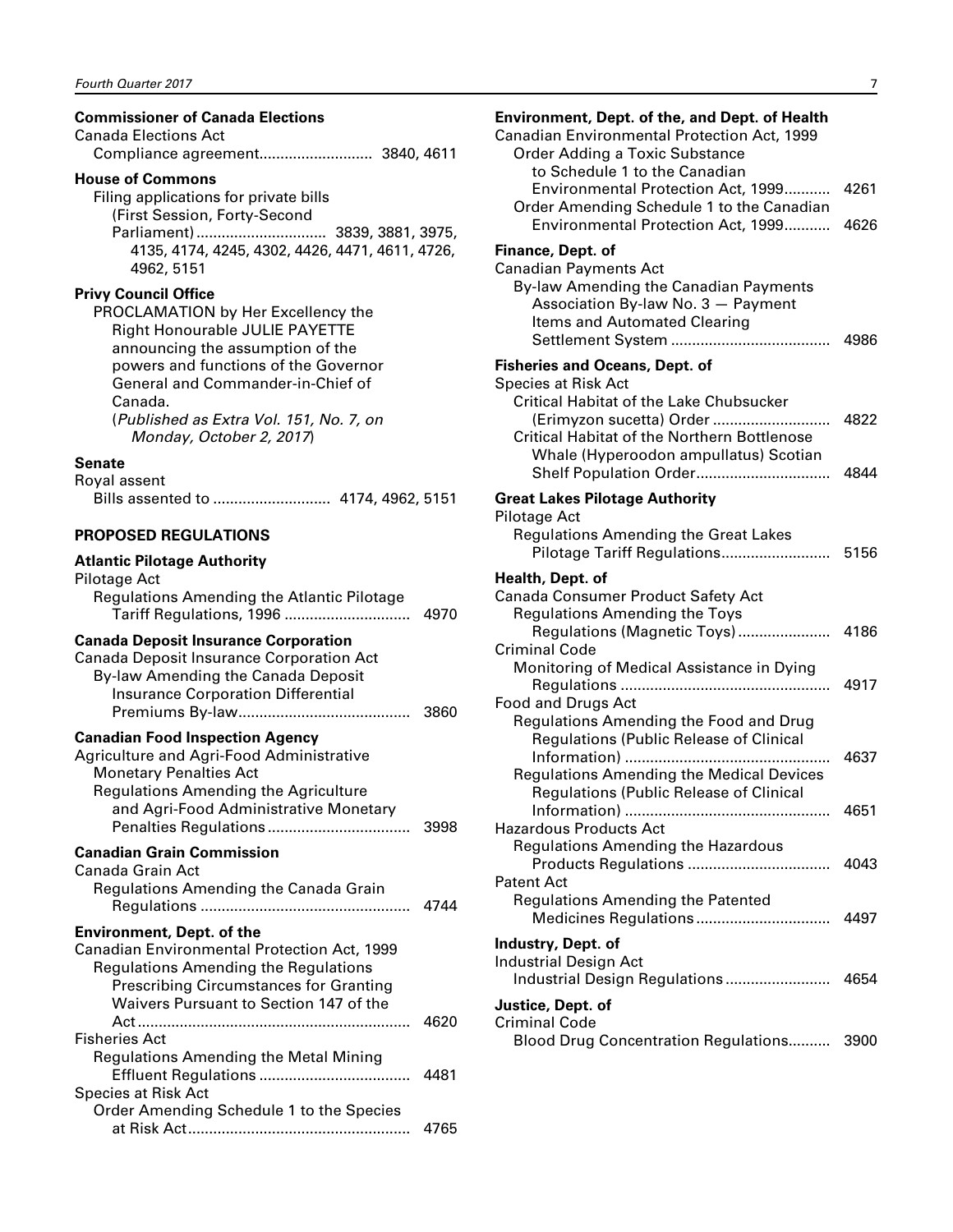**Commissioner of Canada Elections**

Canada Elections Act

Compliance agreement.......................... 3840, 4611

**House of Commons**

Filing applications for private bills (First Session, Forty-Second Parliament).............................. 3839, 3881, 3975, 4135, 4174, 4245, 4302, 4426, 4471, 4611, 4726, 4962, 5151

**Privy Council Office**

PROCLAMATION by Her Excellency the Right Honourable JULIE PAYETTE announcing the assumption of the powers and functions of the Governor General and Commander-in-Chief of Canada.
(*Published as Extra Vol. 151, No. 7, on Monday, October 2, 2017*)

**Senate**

Royal assent

Bills assented to ........................... 4174, 4962, 5151

## PROPOSED REGULATIONS

**Atlantic Pilotage Authority**

Pilotage Act

Regulations Amending the Atlantic Pilotage Tariff Regulations, 1996 ............................. 4970

**Canada Deposit Insurance Corporation**

Canada Deposit Insurance Corporation Act

By-law Amending the Canada Deposit Insurance Corporation Differential Premiums By-law........................................ 3860

**Canadian Food Inspection Agency**

Agriculture and Agri-Food Administrative Monetary Penalties Act

Regulations Amending the Agriculture and Agri-Food Administrative Monetary Penalties Regulations................................. 3998

**Canadian Grain Commission**

Canada Grain Act

Regulations Amending the Canada Grain Regulations ................................................. 4744

**Environment, Dept. of the**

Canadian Environmental Protection Act, 1999

Regulations Amending the Regulations Prescribing Circumstances for Granting Waivers Pursuant to Section 147 of the Act................................................................ 4620

Fisheries Act

Regulations Amending the Metal Mining Effluent Regulations ................................... 4481

Species at Risk Act

Order Amending Schedule 1 to the Species at Risk Act.................................................... 4765

**Environment, Dept. of the, and Dept. of Health**

Canadian Environmental Protection Act, 1999

Order Adding a Toxic Substance to Schedule 1 to the Canadian Environmental Protection Act, 1999........... 4261

Order Amending Schedule 1 to the Canadian Environmental Protection Act, 1999........... 4626

**Finance, Dept. of**

Canadian Payments Act

By-law Amending the Canadian Payments Association By-law No. 3 — Payment Items and Automated Clearing Settlement System ..................................... 4986

**Fisheries and Oceans, Dept. of**

Species at Risk Act

Critical Habitat of the Lake Chubsucker (Erimyzon sucetta) Order ........................... 4822

Critical Habitat of the Northern Bottlenose Whale (Hyperoodon ampullatus) Scotian Shelf Population Order............................... 4844

**Great Lakes Pilotage Authority**

Pilotage Act

Regulations Amending the Great Lakes Pilotage Tariff Regulations.......................... 5156

**Health, Dept. of**

Canada Consumer Product Safety Act

Regulations Amending the Toys Regulations (Magnetic Toys)...................... 4186

Criminal Code

Monitoring of Medical Assistance in Dying Regulations ................................................. 4917

Food and Drugs Act

Regulations Amending the Food and Drug Regulations (Public Release of Clinical Information) ................................................ 4637

Regulations Amending the Medical Devices Regulations (Public Release of Clinical Information) ................................................ 4651

Hazardous Products Act

Regulations Amending the Hazardous Products Regulations ................................. 4043

Patent Act

Regulations Amending the Patented Medicines Regulations............................... 4497

**Industry, Dept. of**

Industrial Design Act

Industrial Design Regulations......................... 4654

**Justice, Dept. of**

Criminal Code

Blood Drug Concentration Regulations.......... 3900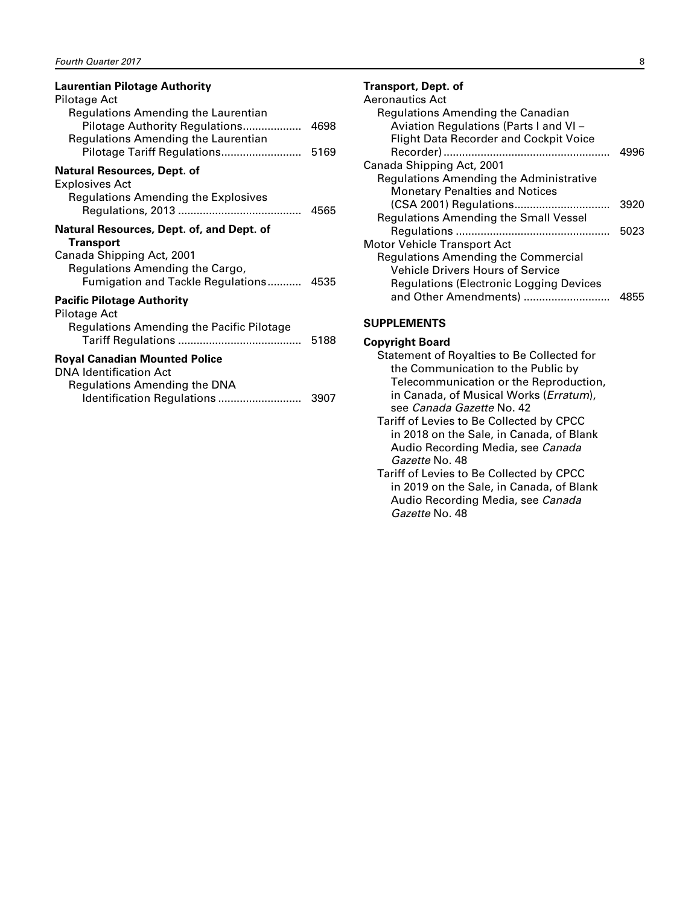**Laurentian Pilotage Authority**

Pilotage Act

- Regulations Amending the Laurentian Pilotage Authority Regulations .................. 4698
- Regulations Amending the Laurentian Pilotage Tariff Regulations .................. 5169

**Natural Resources, Dept. of**

Explosives Act

- Regulations Amending the Explosives Regulations, 2013 .................. 4565

**Natural Resources, Dept. of, and Dept. of Transport**

Canada Shipping Act, 2001

- Regulations Amending the Cargo, Fumigation and Tackle Regulations .................. 4535

**Pacific Pilotage Authority**

Pilotage Act

- Regulations Amending the Pacific Pilotage Tariff Regulations .................. 5188

**Royal Canadian Mounted Police**

DNA Identification Act

- Regulations Amending the DNA Identification Regulations .................. 3907

**Transport, Dept. of**

Aeronautics Act

- Regulations Amending the Canadian Aviation Regulations (Parts I and VI – Flight Data Recorder and Cockpit Voice Recorder) .................. 4996

Canada Shipping Act, 2001

- Regulations Amending the Administrative Monetary Penalties and Notices (CSA 2001) Regulations .................. 3920
- Regulations Amending the Small Vessel Regulations .................. 5023

Motor Vehicle Transport Act

- Regulations Amending the Commercial Vehicle Drivers Hours of Service Regulations (Electronic Logging Devices and Other Amendments) .................. 4855

## SUPPLEMENTS

**Copyright Board**

- Statement of Royalties to Be Collected for the Communication to the Public by Telecommunication or the Reproduction, in Canada, of Musical Works (*Erratum*), see *Canada Gazette* No. 42
- Tariff of Levies to Be Collected by CPCC in 2018 on the Sale, in Canada, of Blank Audio Recording Media, see *Canada Gazette* No. 48
- Tariff of Levies to Be Collected by CPCC in 2019 on the Sale, in Canada, of Blank Audio Recording Media, see *Canada Gazette* No. 48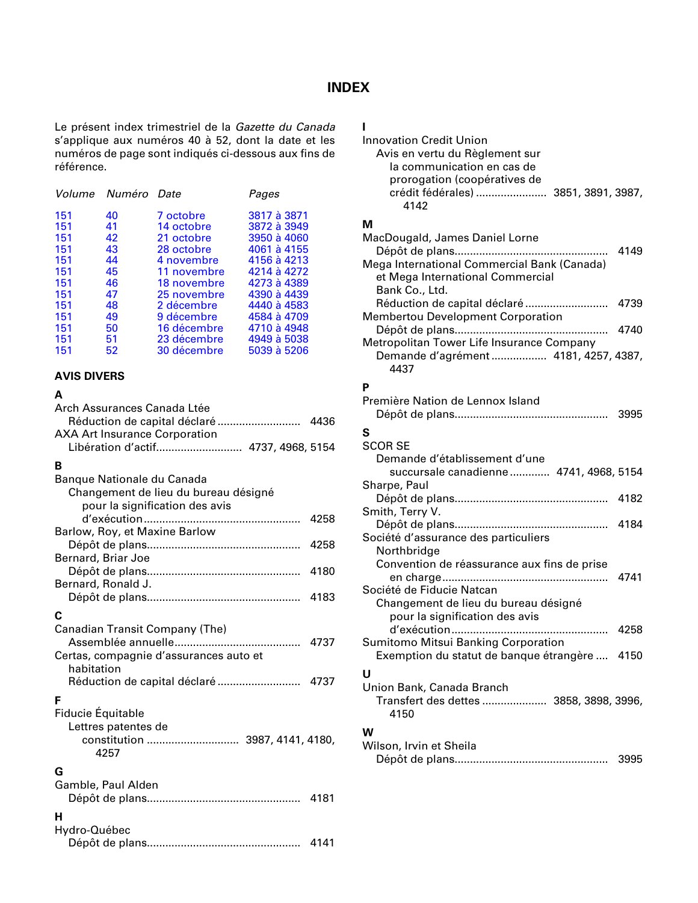# INDEX

Le présent index trimestriel de la *Gazette du Canada* s'applique aux numéros 40 à 52, dont la date et les numéros de page sont indiqués ci-dessous aux fins de référence.

| *Volume* | *Numéro* | *Date* | *Pages* |
|---|---|---|---|
| 151 | 40 | 7 octobre | 3817 à 3871 |
| 151 | 41 | 14 octobre | 3872 à 3949 |
| 151 | 42 | 21 octobre | 3950 à 4060 |
| 151 | 43 | 28 octobre | 4061 à 4155 |
| 151 | 44 | 4 novembre | 4156 à 4213 |
| 151 | 45 | 11 novembre | 4214 à 4272 |
| 151 | 46 | 18 novembre | 4273 à 4389 |
| 151 | 47 | 25 novembre | 4390 à 4439 |
| 151 | 48 | 2 décembre | 4440 à 4583 |
| 151 | 49 | 9 décembre | 4584 à 4709 |
| 151 | 50 | 16 décembre | 4710 à 4948 |
| 151 | 51 | 23 décembre | 4949 à 5038 |
| 151 | 52 | 30 décembre | 5039 à 5206 |

## AVIS DIVERS

### A

Arch Assurances Canada Ltée
- Réduction de capital déclaré .......................... 4436

AXA Art Insurance Corporation
- Libération d'actif........................... 4737, 4968, 5154

### B

Banque Nationale du Canada
- Changement de lieu du bureau désigné pour la signification des avis d'exécution .................................................. 4258

Barlow, Roy, et Maxine Barlow
- Dépôt de plans.................................................. 4258

Bernard, Briar Joe
- Dépôt de plans.................................................. 4180

Bernard, Ronald J.
- Dépôt de plans.................................................. 4183

### C

Canadian Transit Company (The)
- Assemblée annuelle........................................ 4737

Certas, compagnie d'assurances auto et habitation
- Réduction de capital déclaré .......................... 4737

### F

Fiducie Équitable
- Lettres patentes de constitution ............................ 3987, 4141, 4180, 4257

### G

Gamble, Paul Alden
- Dépôt de plans.................................................. 4181

### H

Hydro-Québec
- Dépôt de plans.................................................. 4141

### I

Innovation Credit Union
- Avis en vertu du Règlement sur la communication en cas de prorogation (coopératives de crédit fédérales) ...................... 3851, 3891, 3987, 4142

### M

MacDougald, James Daniel Lorne
- Dépôt de plans.................................................. 4149

Mega International Commercial Bank (Canada) et Mega International Commercial Bank Co., Ltd.
- Réduction de capital déclaré .......................... 4739

Membertou Development Corporation
- Dépôt de plans.................................................. 4740

Metropolitan Tower Life Insurance Company
- Demande d'agrément ................. 4181, 4257, 4387, 4437

### P

Première Nation de Lennox Island
- Dépôt de plans.................................................. 3995

### S

SCOR SE
- Demande d'établissement d'une succursale canadienne ............ 4741, 4968, 5154

Sharpe, Paul
- Dépôt de plans.................................................. 4182

Smith, Terry V.
- Dépôt de plans.................................................. 4184

Société d'assurance des particuliers Northbridge
- Convention de réassurance aux fins de prise en charge..................................................... 4741

Société de Fiducie Natcan
- Changement de lieu du bureau désigné pour la signification des avis d'exécution .................................................. 4258

Sumitomo Mitsui Banking Corporation
- Exemption du statut de banque étrangère .... 4150

### U

Union Bank, Canada Branch
- Transfert des dettes .................... 3858, 3898, 3996, 4150

### W

Wilson, Irvin et Sheila
- Dépôt de plans.................................................. 3995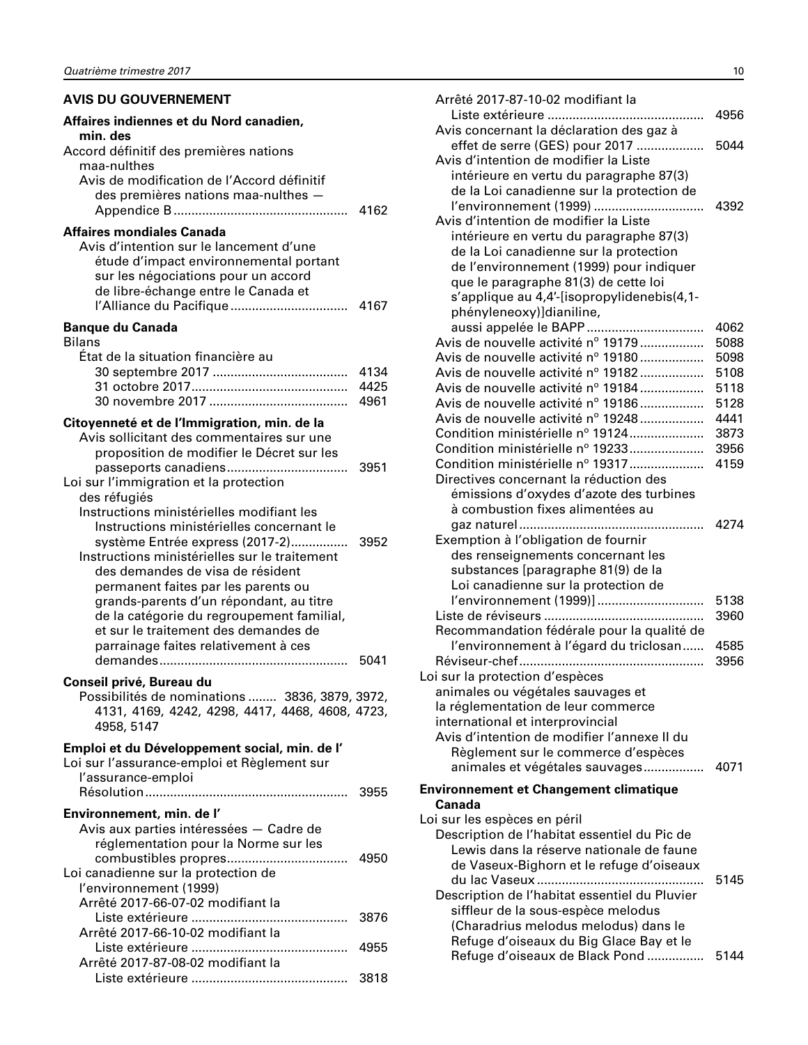## AVIS DU GOUVERNEMENT

**Affaires indiennes et du Nord canadien, min. des**

Accord définitif des premières nations maa-nulthes
- Avis de modification de l'Accord définitif des premières nations maa-nulthes — Appendice B ... 4162

**Affaires mondiales Canada**

- Avis d'intention sur le lancement d'une étude d'impact environnemental portant sur les négociations pour un accord de libre-échange entre le Canada et l'Alliance du Pacifique ... 4167

**Banque du Canada**

Bilans
- État de la situation financière au
  - 30 septembre 2017 ... 4134
  - 31 octobre 2017 ... 4425
  - 30 novembre 2017 ... 4961

**Citoyenneté et de l'Immigration, min. de la**

- Avis sollicitant des commentaires sur une proposition de modifier le Décret sur les passeports canadiens ... 3951

Loi sur l'immigration et la protection des réfugiés
- Instructions ministérielles modifiant les Instructions ministérielles concernant le système Entrée express (2017-2) ... 3952
- Instructions ministérielles sur le traitement des demandes de visa de résident permanent faites par les parents ou grands-parents d'un répondant, au titre de la catégorie du regroupement familial, et sur le traitement des demandes de parrainage faites relativement à ces demandes ... 5041

**Conseil privé, Bureau du**

- Possibilités de nominations ... 3836, 3879, 3972, 4131, 4169, 4242, 4298, 4417, 4468, 4608, 4723, 4958, 5147

**Emploi et du Développement social, min. de l'**

Loi sur l'assurance-emploi et Règlement sur l'assurance-emploi
- Résolution ... 3955

**Environnement, min. de l'**

- Avis aux parties intéressées — Cadre de réglementation pour la Norme sur les combustibles propres ... 4950

Loi canadienne sur la protection de l'environnement (1999)
- Arrêté 2017-66-07-02 modifiant la Liste extérieure ... 3876
- Arrêté 2017-66-10-02 modifiant la Liste extérieure ... 4955
- Arrêté 2017-87-08-02 modifiant la Liste extérieure ... 3818
- Arrêté 2017-87-10-02 modifiant la Liste extérieure ... 4956
- Avis concernant la déclaration des gaz à effet de serre (GES) pour 2017 ... 5044
- Avis d'intention de modifier la Liste intérieure en vertu du paragraphe 87(3) de la Loi canadienne sur la protection de l'environnement (1999) ... 4392
- Avis d'intention de modifier la Liste intérieure en vertu du paragraphe 87(3) de la Loi canadienne sur la protection de l'environnement (1999) pour indiquer que le paragraphe 81(3) de cette loi s'applique au 4,4'-[isopropylidenebis(4,1-phényleneoxy)]dianiline, aussi appelée le BAPP ... 4062
- Avis de nouvelle activité n° 19179 ... 5088
- Avis de nouvelle activité n° 19180 ... 5098
- Avis de nouvelle activité n° 19182 ... 5108
- Avis de nouvelle activité n° 19184 ... 5118
- Avis de nouvelle activité n° 19186 ... 5128
- Avis de nouvelle activité n° 19248 ... 4441
- Condition ministérielle n° 19124 ... 3873
- Condition ministérielle n° 19233 ... 3956
- Condition ministérielle n° 19317 ... 4159
- Directives concernant la réduction des émissions d'oxydes d'azote des turbines à combustion fixes alimentées au gaz naturel ... 4274
- Exemption à l'obligation de fournir des renseignements concernant les substances [paragraphe 81(9) de la Loi canadienne sur la protection de l'environnement (1999)] ... 5138
- Liste de réviseurs ... 3960
- Recommandation fédérale pour la qualité de l'environnement à l'égard du triclosan ... 4585
- Réviseur-chef ... 3956

Loi sur la protection d'espèces animales ou végétales sauvages et la réglementation de leur commerce international et interprovincial
- Avis d'intention de modifier l'annexe II du Règlement sur le commerce d'espèces animales et végétales sauvages ... 4071

**Environnement et Changement climatique Canada**

Loi sur les espèces en péril
- Description de l'habitat essentiel du Pic de Lewis dans la réserve nationale de faune de Vaseux-Bighorn et le refuge d'oiseaux du lac Vaseux ... 5145
- Description de l'habitat essentiel du Pluvier siffleur de la sous-espèce melodus (Charadrius melodus melodus) dans le Refuge d'oiseaux du Big Glace Bay et le Refuge d'oiseaux de Black Pond ... 5144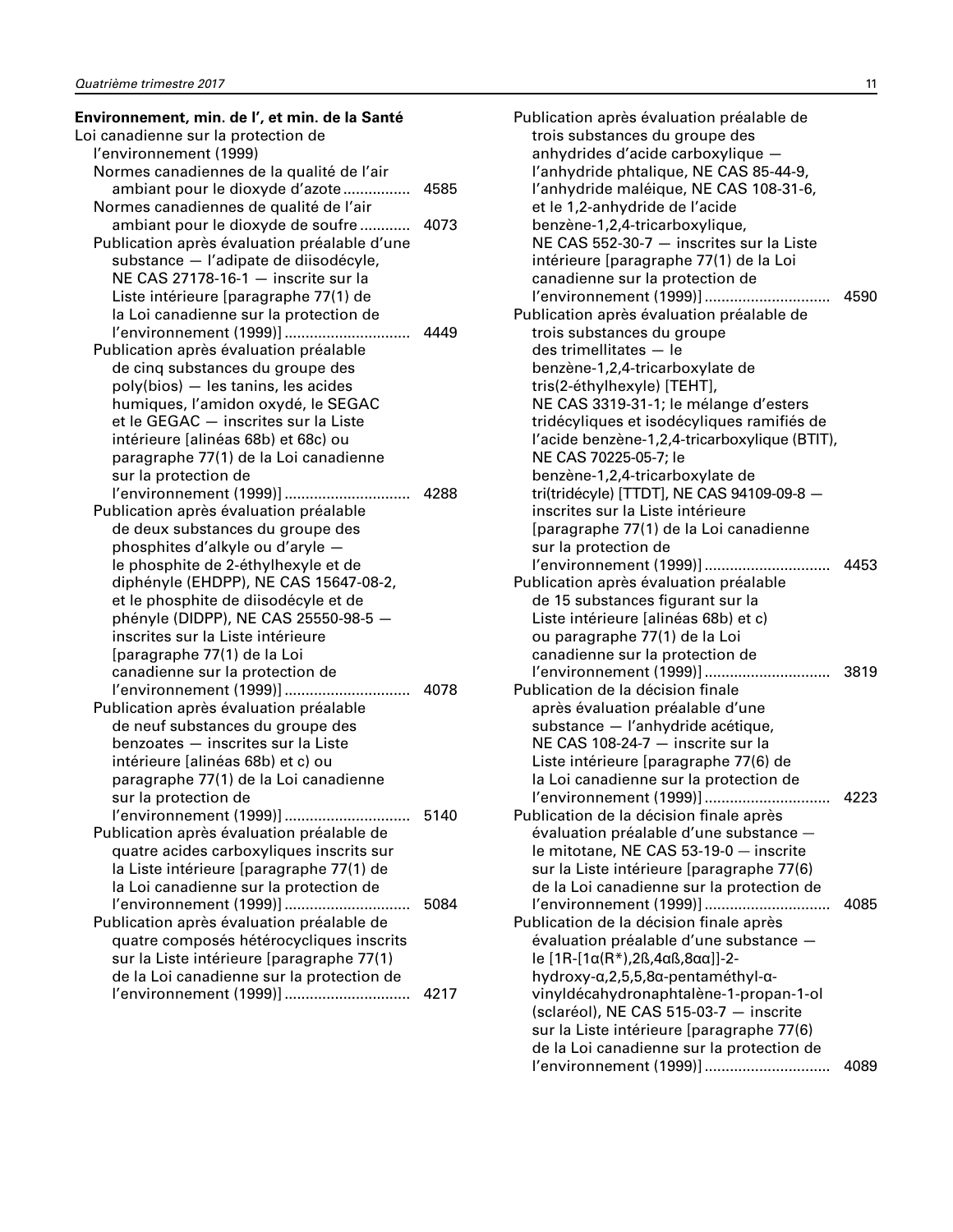**Environnement, min. de l', et min. de la Santé**

Loi canadienne sur la protection de l'environnement (1999)

Normes canadiennes de la qualité de l'air ambiant pour le dioxyde d'azote ................ 4585

Normes canadiennes de qualité de l'air ambiant pour le dioxyde de soufre ............ 4073

Publication après évaluation préalable d'une substance — l'adipate de diisodécyle, NE CAS 27178-16-1 — inscrite sur la Liste intérieure [paragraphe 77(1) de la Loi canadienne sur la protection de l'environnement (1999)] ............................. 4449

Publication après évaluation préalable de cinq substances du groupe des poly(bios) — les tanins, les acides humiques, l'amidon oxydé, le SEGAC et le GEGAC — inscrites sur la Liste intérieure [alinéas 68b) et 68c) ou paragraphe 77(1) de la Loi canadienne sur la protection de l'environnement (1999)] ............................. 4288

Publication après évaluation préalable de deux substances du groupe des phosphites d'alkyle ou d'aryle — le phosphite de 2-éthylhexyle et de diphényle (EHDPP), NE CAS 15647-08-2, et le phosphite de diisodécyle et de phényle (DIDPP), NE CAS 25550-98-5 — inscrites sur la Liste intérieure [paragraphe 77(1) de la Loi canadienne sur la protection de l'environnement (1999)] ............................. 4078

Publication après évaluation préalable de neuf substances du groupe des benzoates — inscrites sur la Liste intérieure [alinéas 68b) et c) ou paragraphe 77(1) de la Loi canadienne sur la protection de l'environnement (1999)] ............................. 5140

Publication après évaluation préalable de quatre acides carboxyliques inscrits sur la Liste intérieure [paragraphe 77(1) de la Loi canadienne sur la protection de l'environnement (1999)] ............................. 5084

Publication après évaluation préalable de quatre composés hétérocycliques inscrits sur la Liste intérieure [paragraphe 77(1) de la Loi canadienne sur la protection de l'environnement (1999)] ............................. 4217

Publication après évaluation préalable de trois substances du groupe des anhydrides d'acide carboxylique — l'anhydride phtalique, NE CAS 85-44-9, l'anhydride maléique, NE CAS 108-31-6, et le 1,2-anhydride de l'acide benzène-1,2,4-tricarboxylique, NE CAS 552-30-7 — inscrites sur la Liste intérieure [paragraphe 77(1) de la Loi canadienne sur la protection de l'environnement (1999)] ............................. 4590

Publication après évaluation préalable de trois substances du groupe des trimellitates — le benzène-1,2,4-tricarboxylate de tris(2-éthylhexyle) [TEHT], NE CAS 3319-31-1; le mélange d'esters tridécycliques et isodécycliques ramifiés de l'acide benzène-1,2,4-tricarboxylique (BTIT), NE CAS 70225-05-7; le benzène-1,2,4-tricarboxylate de tri(tridécyle) [TTDT], NE CAS 94109-09-8 — inscrites sur la Liste intérieure [paragraphe 77(1) de la Loi canadienne sur la protection de l'environnement (1999)] ............................. 4453

Publication après évaluation préalable de 15 substances figurant sur la Liste intérieure [alinéas 68b) et c) ou paragraphe 77(1) de la Loi canadienne sur la protection de l'environnement (1999)] ............................. 3819

Publication de la décision finale après évaluation préalable d'une substance — l'anhydride acétique, NE CAS 108-24-7 — inscrite sur la Liste intérieure [paragraphe 77(6) de la Loi canadienne sur la protection de l'environnement (1999)] ............................. 4223

Publication de la décision finale après évaluation préalable d'une substance — le mitotane, NE CAS 53-19-0 — inscrite sur la Liste intérieure [paragraphe 77(6) de la Loi canadienne sur la protection de l'environnement (1999)] ............................. 4085

Publication de la décision finale après évaluation préalable d'une substance — le [1R-[1α(R*),2ß,4aß,8aα]]-2-hydroxy-α,2,5,5,8α-pentaméthyl-α-vinyldécahydronaphtalène-1-propan-1-ol (sclaréol), NE CAS 515-03-7 — inscrite sur la Liste intérieure [paragraphe 77(6) de la Loi canadienne sur la protection de l'environnement (1999)] ............................. 4089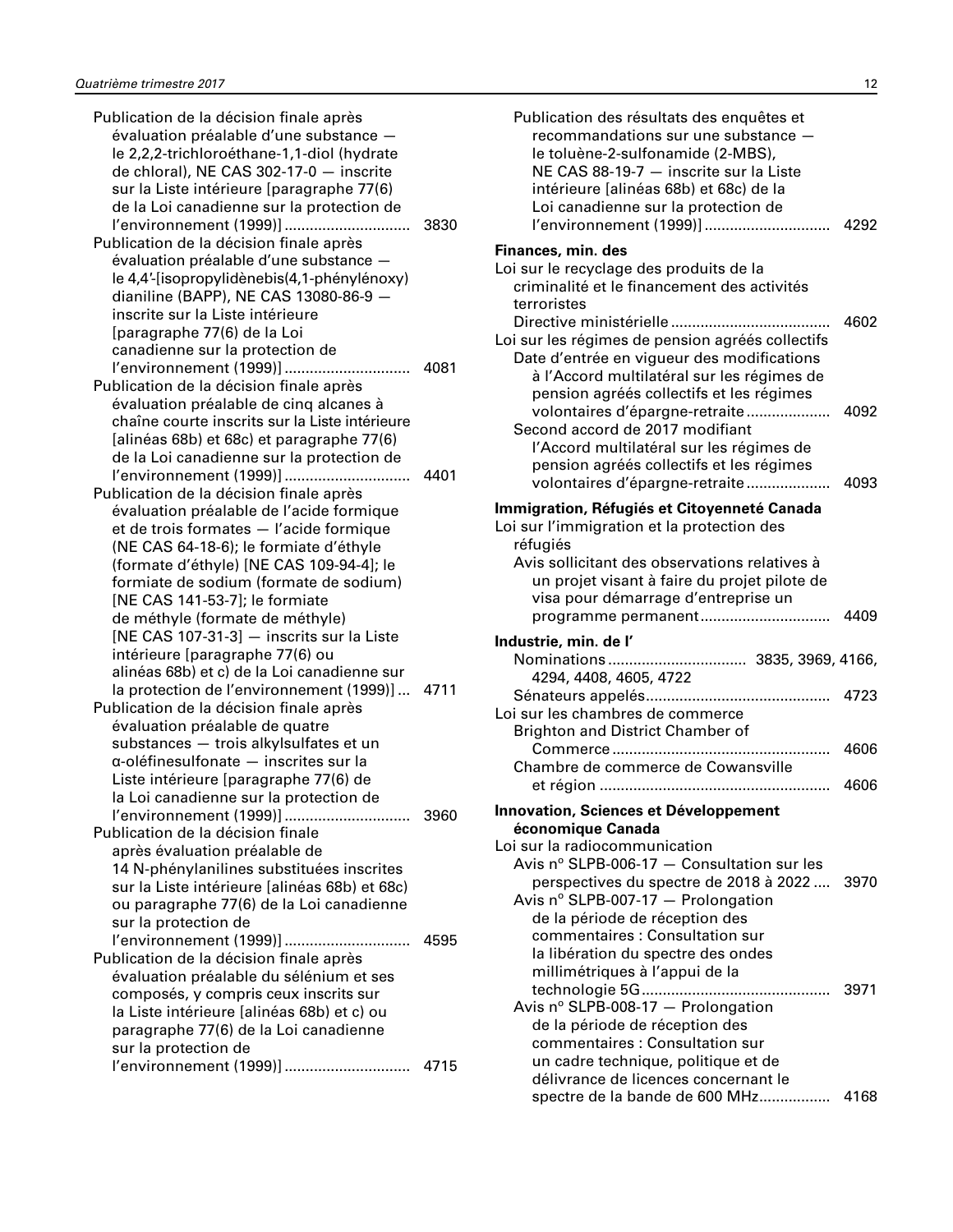Publication de la décision finale après évaluation préalable d'une substance — le 2,2,2-trichloroéthane-1,1-diol (hydrate de chloral), NE CAS 302-17-0 — inscrite sur la Liste intérieure [paragraphe 77(6) de la Loi canadienne sur la protection de l'environnement (1999)] ............................. 3830

Publication de la décision finale après évaluation préalable d'une substance — le 4,4′-[isopropylidènebis(4,1-phénylénoxy) dianiline (BAPP), NE CAS 13080-86-9 — inscrite sur la Liste intérieure [paragraphe 77(6) de la Loi canadienne sur la protection de l'environnement (1999)] ............................. 4081

Publication de la décision finale après évaluation préalable de cinq alcanes à chaîne courte inscrits sur la Liste intérieure [alinéas 68b) et 68c) et paragraphe 77(6) de la Loi canadienne sur la protection de l'environnement (1999)] ............................. 4401

Publication de la décision finale après évaluation préalable de l'acide formique et de trois formates — l'acide formique (NE CAS 64-18-6); le formiate d'éthyle (formate d'éthyle) [NE CAS 109-94-4]; le formiate de sodium (formate de sodium) [NE CAS 141-53-7]; le formiate de méthyle (formate de méthyle) [NE CAS 107-31-3] — inscrits sur la Liste intérieure [paragraphe 77(6) ou alinéas 68b) et c) de la Loi canadienne sur la protection de l'environnement (1999)] ... 4711

Publication de la décision finale après évaluation préalable de quatre substances — trois alkylsulfates et un α-oléfinesulfonate — inscrites sur la Liste intérieure [paragraphe 77(6) de la Loi canadienne sur la protection de l'environnement (1999)] ............................. 3960

Publication de la décision finale après évaluation préalable de 14 N-phénylanilines substituées inscrites sur la Liste intérieure [alinéas 68b) et 68c) ou paragraphe 77(6) de la Loi canadienne sur la protection de l'environnement (1999)] ............................. 4595

Publication de la décision finale après évaluation préalable du sélénium et ses composés, y compris ceux inscrits sur la Liste intérieure [alinéas 68b) et c) ou paragraphe 77(6) de la Loi canadienne sur la protection de l'environnement (1999)] ............................. 4715

Publication des résultats des enquêtes et recommandations sur une substance — le toluène-2-sulfonamide (2-MBS), NE CAS 88-19-7 — inscrite sur la Liste intérieure [alinéas 68b) et 68c) de la Loi canadienne sur la protection de l'environnement (1999)] ............................. 4292

**Finances, min. des**

Loi sur le recyclage des produits de la criminalité et le financement des activités terroristes
- Directive ministérielle ..................................... 4602

Loi sur les régimes de pension agréés collectifs
- Date d'entrée en vigueur des modifications à l'Accord multilatéral sur les régimes de pension agréés collectifs et les régimes volontaires d'épargne-retraite .................... 4092
- Second accord de 2017 modifiant l'Accord multilatéral sur les régimes de pension agréés collectifs et les régimes volontaires d'épargne-retraite .................... 4093

**Immigration, Réfugiés et Citoyenneté Canada**

Loi sur l'immigration et la protection des réfugiés
- Avis sollicitant des observations relatives à un projet visant à faire du projet pilote de visa pour démarrage d'entreprise un programme permanent .............................. 4409

**Industrie, min. de l'**

- Nominations ................................ 3835, 3969, 4166, 4294, 4408, 4605, 4722
- Sénateurs appelés ........................................... 4723

Loi sur les chambres de commerce
- Brighton and District Chamber of Commerce ................................................... 4606
- Chambre de commerce de Cowansville et région ...................................................... 4606

**Innovation, Sciences et Développement économique Canada**

Loi sur la radiocommunication
- Avis n° SLPB-006-17 — Consultation sur les perspectives du spectre de 2018 à 2022 .... 3970
- Avis n° SLPB-007-17 — Prolongation de la période de réception des commentaires : Consultation sur la libération du spectre des ondes millimétriques à l'appui de la technologie 5G ............................................ 3971
- Avis n° SLPB-008-17 — Prolongation de la période de réception des commentaires : Consultation sur un cadre technique, politique et de délivrance de licences concernant le spectre de la bande de 600 MHz ................. 4168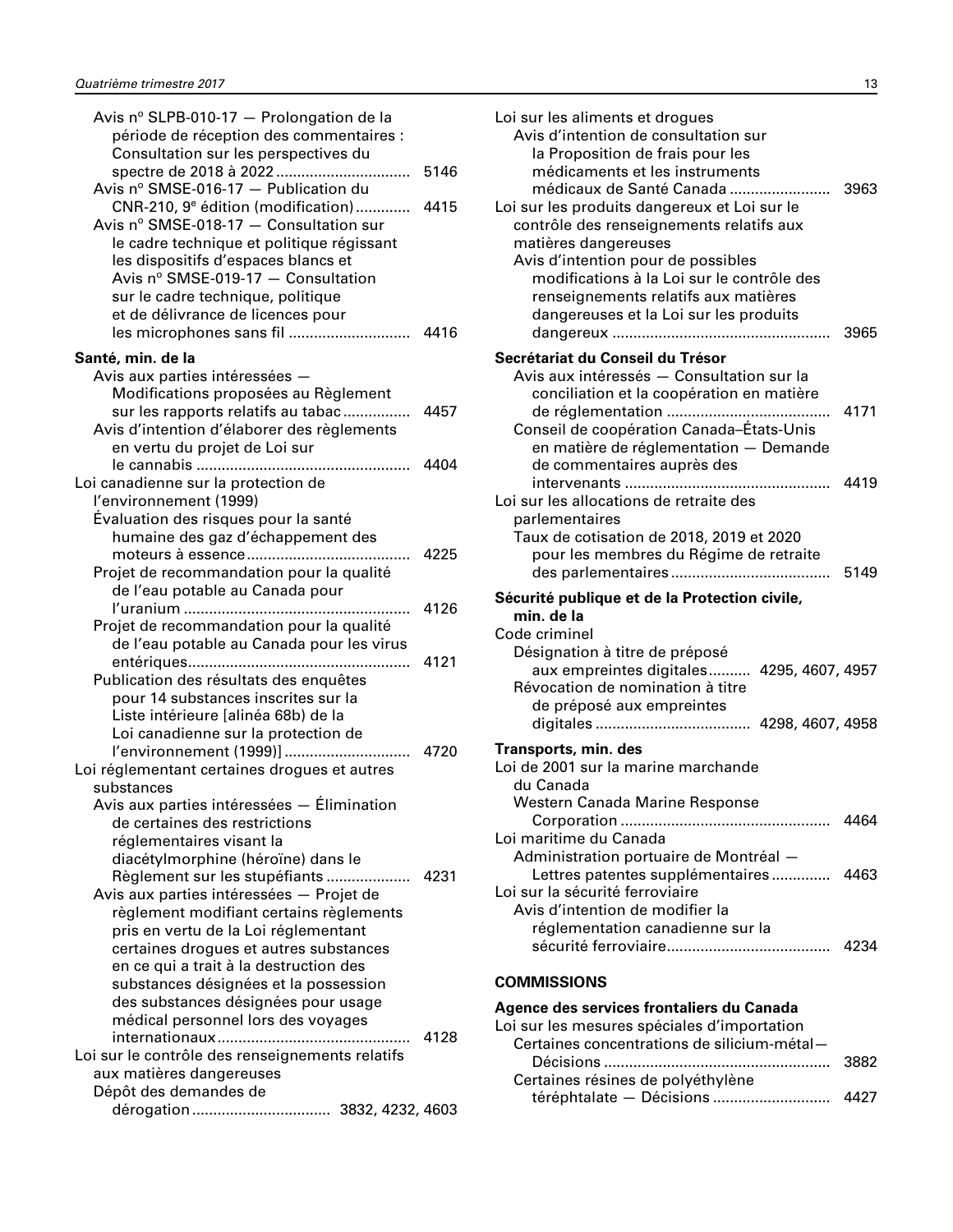Avis nº SLPB-010-17 — Prolongation de la période de réception des commentaires : Consultation sur les perspectives du spectre de 2018 à 2022 ................................ 5146

Avis nº SMSE-016-17 — Publication du CNR-210, 9e édition (modification) ............. 4415

Avis nº SMSE-018-17 — Consultation sur le cadre technique et politique régissant les dispositifs d'espaces blancs et Avis nº SMSE-019-17 — Consultation sur le cadre technique, politique et de délivrance de licences pour les microphones sans fil ............................. 4416

**Santé, min. de la**

Avis aux parties intéressées — Modifications proposées au Règlement sur les rapports relatifs au tabac ................ 4457

Avis d'intention d'élaborer des règlements en vertu du projet de Loi sur le cannabis ................................................... 4404

Loi canadienne sur la protection de l'environnement (1999)

Évaluation des risques pour la santé humaine des gaz d'échappement des moteurs à essence ....................................... 4225

Projet de recommandation pour la qualité de l'eau potable au Canada pour l'uranium ...................................................... 4126

Projet de recommandation pour la qualité de l'eau potable au Canada pour les virus entériques..................................................... 4121

Publication des résultats des enquêtes pour 14 substances inscrites sur la Liste intérieure [alinéa 68b) de la Loi canadienne sur la protection de l'environnement (1999)] .............................. 4720

Loi réglementant certaines drogues et autres substances

Avis aux parties intéressées — Élimination de certaines des restrictions réglementaires visant la diacétylmorphine (héroïne) dans le Règlement sur les stupéfiants .................... 4231

Avis aux parties intéressées — Projet de règlement modifiant certains règlements pris en vertu de la Loi réglementant certaines drogues et autres substances en ce qui a trait à la destruction des substances désignées et la possession des substances désignées pour usage médical personnel lors des voyages internationaux.............................................. 4128

Loi sur le contrôle des renseignements relatifs aux matières dangereuses

Dépôt des demandes de dérogation ................................ 3832, 4232, 4603

Loi sur les aliments et drogues

Avis d'intention de consultation sur la Proposition de frais pour les médicaments et les instruments médicaux de Santé Canada ........................ 3963

Loi sur les produits dangereux et Loi sur le contrôle des renseignements relatifs aux matières dangereuses

Avis d'intention pour de possibles modifications à la Loi sur le contrôle des renseignements relatifs aux matières dangereuses et la Loi sur les produits dangereux .................................................... 3965

**Secrétariat du Conseil du Trésor**

Avis aux intéressés — Consultation sur la conciliation et la coopération en matière de réglementation ....................................... 4171

Conseil de coopération Canada–États-Unis en matière de réglementation — Demande de commentaires auprès des intervenants ................................................. 4419

Loi sur les allocations de retraite des parlementaires

Taux de cotisation de 2018, 2019 et 2020 pour les membres du Régime de retraite des parlementaires ...................................... 5149

**Sécurité publique et de la Protection civile, min. de la**

Code criminel

Désignation à titre de préposé aux empreintes digitales.......... 4295, 4607, 4957

Révocation de nomination à titre de préposé aux empreintes digitales ..................................... 4298, 4607, 4958

**Transports, min. des**

Loi de 2001 sur la marine marchande du Canada

Western Canada Marine Response Corporation .................................................. 4464

Loi maritime du Canada

Administration portuaire de Montréal — Lettres patentes supplémentaires .............. 4463

Loi sur la sécurité ferroviaire

Avis d'intention de modifier la réglementation canadienne sur la sécurité ferroviaire....................................... 4234

**COMMISSIONS**

**Agence des services frontaliers du Canada**

Loi sur les mesures spéciales d'importation

Certaines concentrations de silicium-métal— Décisions ...................................................... 3882

Certaines résines de polyéthylène téréphtalate — Décisions ............................ 4427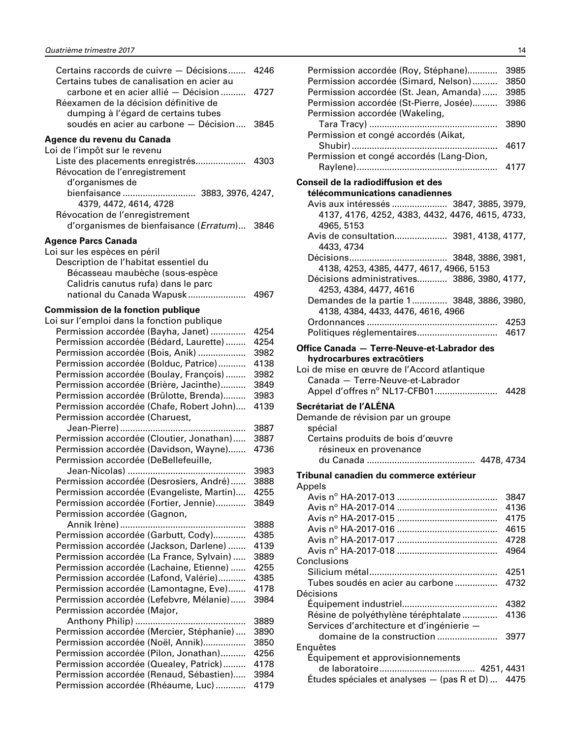Certains raccords de cuivre — Décisions....... 4246
Certains tubes de canalisation en acier au carbone et en acier allié — Décision .......... 4727
Réexamen de la décision définitive de dumping à l'égard de certains tubes soudés en acier au carbone — Décision.... 3845

**Agence du revenu du Canada**

Loi de l'impôt sur le revenu
- Liste des placements enregistrés.................... 4303
- Révocation de l'enregistrement d'organismes de bienfaisance ............................ 3883, 3976, 4247, 4379, 4472, 4614, 4728
- Révocation de l'enregistrement d'organismes de bienfaisance (*Erratum*)... 3846

**Agence Parcs Canada**

Loi sur les espèces en péril
- Description de l'habitat essentiel du Bécasseau maubèche (sous-espèce Calidris canutus rufa) dans le parc national du Canada Wapusk....................... 4967

**Commission de la fonction publique**

Loi sur l'emploi dans la fonction publique
- Permission accordée (Bayha, Janet) ............. 4254
- Permission accordée (Bédard, Laurette)........ 4254
- Permission accordée (Bois, Anik) .................. 3982
- Permission accordée (Bolduc, Patrice)........... 4138
- Permission accordée (Boulay, François)........ 3982
- Permission accordée (Brière, Jacinthe).......... 3849
- Permission accordée (Brûlotte, Brenda)......... 3983
- Permission accordée (Chafe, Robert John).... 4139
- Permission accordée (Charuest, Jean-Pierre)................................................ 3887
- Permission accordée (Cloutier, Jonathan)..... 3887
- Permission accordée (Davidson, Wayne)....... 4736
- Permission accordée (DeBellefeuille, Jean-Nicolas) .............................................. 3983
- Permission accordée (Desrosiers, André)...... 3888
- Permission accordée (Evangeliste, Martin).... 4255
- Permission accordée (Fortier, Jennie)............ 3849
- Permission accordée (Gagnon, Annik Irène)................................................ 3888
- Permission accordée (Garbutt, Cody)............ 4385
- Permission accordée (Jackson, Darlene) ....... 4139
- Permission accordée (La France, Sylvain) ..... 3889
- Permission accordée (Lachaine, Etienne) ...... 4255
- Permission accordée (Lafond, Valérie)........... 4385
- Permission accordée (Lamontagne, Eve)....... 4178
- Permission accordée (Lefebvre, Mélanie)...... 3984
- Permission accordée (Major, Anthony Philip) ........................................... 3889
- Permission accordée (Mercier, Stéphanie).... 3890
- Permission accordée (Noël, Annik)................ 3850
- Permission accordée (Pilon, Jonathan).......... 4256
- Permission accordée (Quealey, Patrick)......... 4178
- Permission accordée (Renaud, Sébastien)..... 3984
- Permission accordée (Rhéaume, Luc)............ 4179
- Permission accordée (Roy, Stéphane)............ 3985
- Permission accordée (Simard, Nelson).......... 3850
- Permission accordée (St. Jean, Amanda)...... 3985
- Permission accordée (St-Pierre, Josée).......... 3986
- Permission accordée (Wakeling, Tara Tracy) .................................................. 3890
- Permission et congé accordés (Aikat, Shubir)......................................................... 4617
- Permission et congé accordés (Lang-Dion, Raylene)...................................................... 4177

**Conseil de la radiodiffusion et des télécommunications canadiennes**
- Avis aux intéressés ...................... 3847, 3885, 3979, 4137, 4176, 4252, 4383, 4432, 4476, 4615, 4733, 4965, 5153
- Avis de consultation..................... 3981, 4138, 4177, 4433, 4734
- Décisions....................................... 3848, 3886, 3981, 4138, 4253, 4385, 4477, 4617, 4966, 5153
- Décisions administratives............ 3886, 3980, 4177, 4253, 4384, 4477, 4616
- Demandes de la partie 1.............. 3848, 3886, 3980, 4138, 4384, 4433, 4476, 4616, 4966
- Ordonnances .................................................... 4253
- Politiques réglementaires................................ 4617

**Office Canada — Terre-Neuve-et-Labrador des hydrocarbures extracôtiers**

Loi de mise en œuvre de l'Accord atlantique Canada — Terre-Neuve-et-Labrador
- Appel d'offres nº NL17-CFB01......................... 4428

**Secrétariat de l'ALÉNA**

Demande de révision par un groupe spécial
- Certains produits de bois d'œuvre résineux en provenance du Canada ........................................... 4478, 4734

**Tribunal canadien du commerce extérieur**

Appels
- Avis nº HA-2017-013 ........................................ 3847
- Avis nº HA-2017-014 ........................................ 4136
- Avis nº HA-2017-015 ........................................ 4175
- Avis nº HA-2017-016 ........................................ 4615
- Avis nº HA-2017-017 ........................................ 4728
- Avis nº HA-2017-018 ........................................ 4964

Conclusions
- Silicium métal.................................................. 4251
- Tubes soudés en acier au carbone ................. 4732

Décisions
- Équipement industriel...................................... 4382
- Résine de polyéthylène téréphtalate .............. 4136
- Services d'architecture et d'ingénierie — domaine de la construction ........................ 3977

Enquêtes
- Équipement et approvisionnements de laboratoire...................................... 4251, 4431
- Études spéciales et analyses — (pas R et D) ... 4475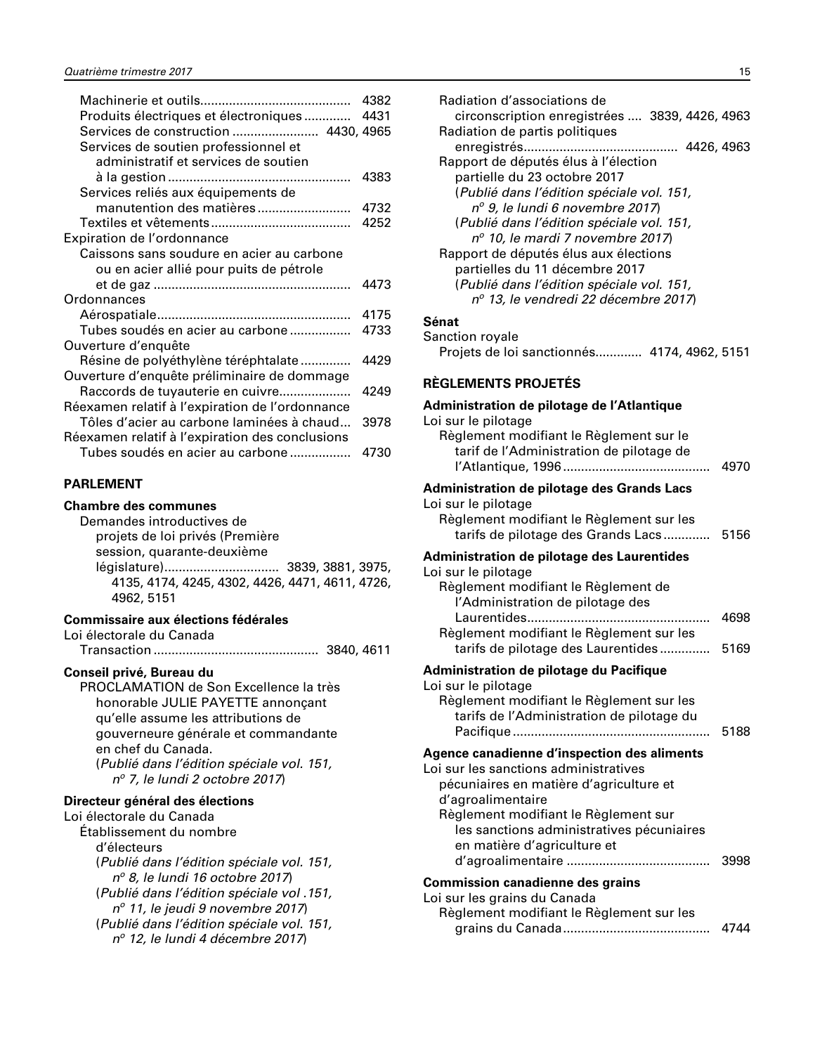Machinerie et outils ..... 4382
Produits électriques et électroniques ..... 4431
Services de construction ..... 4430, 4965
Services de soutien professionnel et administratif et services de soutien à la gestion ..... 4383
Services reliés aux équipements de manutention des matières ..... 4732
Textiles et vêtements ..... 4252

Expiration de l'ordonnance
Caissons sans soudure en acier au carbone ou en acier allié pour puits de pétrole et de gaz ..... 4473

Ordonnances
Aérospatiale ..... 4175
Tubes soudés en acier au carbone ..... 4733

Ouverture d'enquête
Résine de polyéthylène téréphtalate ..... 4429

Ouverture d'enquête préliminaire de dommage
Raccords de tuyauterie en cuivre ..... 4249

Réexamen relatif à l'expiration de l'ordonnance
Tôles d'acier au carbone laminées à chaud ... 3978

Réexamen relatif à l'expiration des conclusions
Tubes soudés en acier au carbone ..... 4730

## PARLEMENT

### Chambre des communes

Demandes introductives de projets de loi privés (Première session, quarante-deuxième législature) ..... 3839, 3881, 3975, 4135, 4174, 4245, 4302, 4426, 4471, 4611, 4726, 4962, 5151

### Commissaire aux élections fédérales

Loi électorale du Canada
Transaction ..... 3840, 4611

### Conseil privé, Bureau du

PROCLAMATION de Son Excellence la très honorable JULIE PAYETTE annonçant qu'elle assume les attributions de gouverneure générale et commandante en chef du Canada.
(*Publié dans l'édition spéciale vol. 151, n^o^ 7, le lundi 2 octobre 2017*)

### Directeur général des élections

Loi électorale du Canada
Établissement du nombre d'électeurs
(*Publié dans l'édition spéciale vol. 151, n^o^ 8, le lundi 16 octobre 2017*)
(*Publié dans l'édition spéciale vol .151, n^o^ 11, le jeudi 9 novembre 2017*)
(*Publié dans l'édition spéciale vol. 151, n^o^ 12, le lundi 4 décembre 2017*)

Radiation d'associations de circonscription enregistrées .... 3839, 4426, 4963
Radiation de partis politiques enregistrés ..... 4426, 4963
Rapport de députés élus à l'élection partielle du 23 octobre 2017
(*Publié dans l'édition spéciale vol. 151, n^o^ 9, le lundi 6 novembre 2017*)
(*Publié dans l'édition spéciale vol. 151, n^o^ 10, le mardi 7 novembre 2017*)
Rapport de députés élus aux élections partielles du 11 décembre 2017
(*Publié dans l'édition spéciale vol. 151, n^o^ 13, le vendredi 22 décembre 2017*)

### Sénat

Sanction royale
Projets de loi sanctionnés ..... 4174, 4962, 5151

## RÈGLEMENTS PROJETÉS

### Administration de pilotage de l'Atlantique

Loi sur le pilotage
Règlement modifiant le Règlement sur le tarif de l'Administration de pilotage de l'Atlantique, 1996 ..... 4970

### Administration de pilotage des Grands Lacs

Loi sur le pilotage
Règlement modifiant le Règlement sur les tarifs de pilotage des Grands Lacs ..... 5156

### Administration de pilotage des Laurentides

Loi sur le pilotage
Règlement modifiant le Règlement de l'Administration de pilotage des Laurentides ..... 4698
Règlement modifiant le Règlement sur les tarifs de pilotage des Laurentides ..... 5169

### Administration de pilotage du Pacifique

Loi sur le pilotage
Règlement modifiant le Règlement sur les tarifs de l'Administration de pilotage du Pacifique ..... 5188

### Agence canadienne d'inspection des aliments

Loi sur les sanctions administratives pécuniaires en matière d'agriculture et d'agroalimentaire
Règlement modifiant le Règlement sur les sanctions administratives pécuniaires en matière d'agriculture et d'agroalimentaire ..... 3998

### Commission canadienne des grains

Loi sur les grains du Canada
Règlement modifiant le Règlement sur les grains du Canada ..... 4744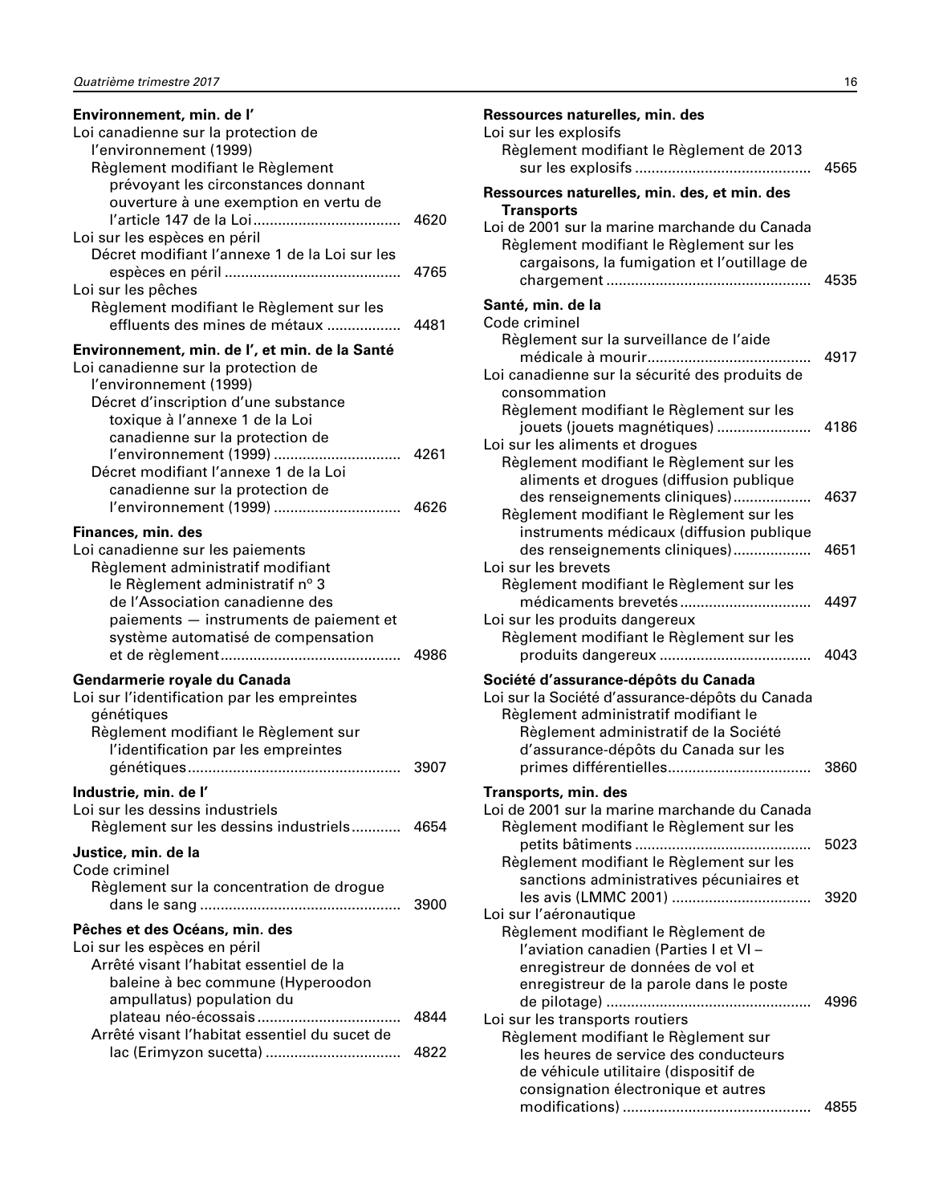**Environnement, min. de l'**

Loi canadienne sur la protection de l'environnement (1999)

Règlement modifiant le Règlement prévoyant les circonstances donnant ouverture à une exemption en vertu de l'article 147 de la Loi .................................... 4620

Loi sur les espèces en péril

Décret modifiant l'annexe 1 de la Loi sur les espèces en péril ........................................... 4765

Loi sur les pêches

Règlement modifiant le Règlement sur les effluents des mines de métaux .................. 4481

**Environnement, min. de l', et min. de la Santé**

Loi canadienne sur la protection de l'environnement (1999)

Décret d'inscription d'une substance toxique à l'annexe 1 de la Loi canadienne sur la protection de l'environnement (1999) ............................... 4261

Décret modifiant l'annexe 1 de la Loi canadienne sur la protection de l'environnement (1999) ............................... 4626

**Finances, min. des**

Loi canadienne sur les paiements

Règlement administratif modifiant le Règlement administratif n° 3 de l'Association canadienne des paiements — instruments de paiement et système automatisé de compensation et de règlement ............................................ 4986

**Gendarmerie royale du Canada**

Loi sur l'identification par les empreintes génétiques

Règlement modifiant le Règlement sur l'identification par les empreintes génétiques .................................................... 3907

**Industrie, min. de l'**

Loi sur les dessins industriels

Règlement sur les dessins industriels............ 4654

**Justice, min. de la**

Code criminel

Règlement sur la concentration de drogue dans le sang ................................................. 3900

**Pêches et des Océans, min. des**

Loi sur les espèces en péril

Arrêté visant l'habitat essentiel de la baleine à bec commune (Hyperoodon ampullatus) population du plateau néo-écossais ................................... 4844

Arrêté visant l'habitat essentiel du sucet de lac (Erimyzon sucetta) ................................. 4822

**Ressources naturelles, min. des**

Loi sur les explosifs

Règlement modifiant le Règlement de 2013 sur les explosifs ........................................... 4565

**Ressources naturelles, min. des, et min. des Transports**

Loi de 2001 sur la marine marchande du Canada

Règlement modifiant le Règlement sur les cargaisons, la fumigation et l'outillage de chargement .................................................. 4535

**Santé, min. de la**

Code criminel

Règlement sur la surveillance de l'aide médicale à mourir........................................ 4917

Loi canadienne sur la sécurité des produits de consommation

Règlement modifiant le Règlement sur les jouets (jouets magnétiques) ....................... 4186

Loi sur les aliments et drogues

Règlement modifiant le Règlement sur les aliments et drogues (diffusion publique des renseignements cliniques)................... 4637

Règlement modifiant le Règlement sur les instruments médicaux (diffusion publique des renseignements cliniques)................... 4651

Loi sur les brevets

Règlement modifiant le Règlement sur les médicaments brevetés ................................ 4497

Loi sur les produits dangereux

Règlement modifiant le Règlement sur les produits dangereux ..................................... 4043

**Société d'assurance-dépôts du Canada**

Loi sur la Société d'assurance-dépôts du Canada

Règlement administratif modifiant le Règlement administratif de la Société d'assurance-dépôts du Canada sur les primes différentielles................................... 3860

**Transports, min. des**

Loi de 2001 sur la marine marchande du Canada

Règlement modifiant le Règlement sur les petits bâtiments ........................................... 5023

Règlement modifiant le Règlement sur les sanctions administratives pécuniaires et les avis (LMMC 2001) .................................. 3920

Loi sur l'aéronautique

Règlement modifiant le Règlement de l'aviation canadien (Parties I et VI – enregistreur de données de vol et enregistreur de la parole dans le poste de pilotage) .................................................. 4996

Loi sur les transports routiers

Règlement modifiant le Règlement sur les heures de service des conducteurs de véhicule utilitaire (dispositif de consignation électronique et autres modifications) .............................................. 4855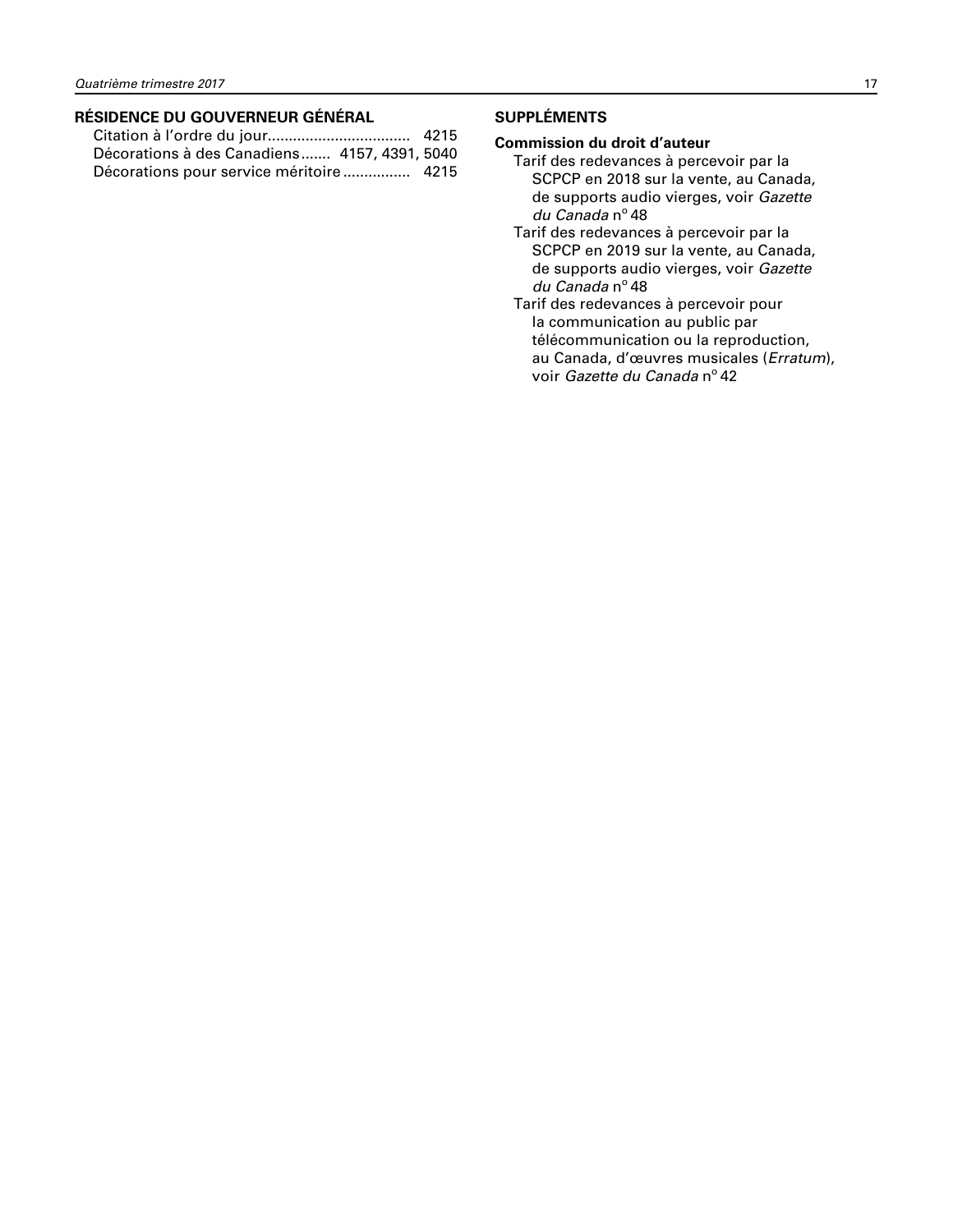## RÉSIDENCE DU GOUVERNEUR GÉNÉRAL

Citation à l'ordre du jour.................................. 4215
Décorations à des Canadiens....... 4157, 4391, 5040
Décorations pour service méritoire................ 4215

## SUPPLÉMENTS

**Commission du droit d'auteur**

Tarif des redevances à percevoir par la SCPCP en 2018 sur la vente, au Canada, de supports audio vierges, voir *Gazette du Canada* n° 48

Tarif des redevances à percevoir par la SCPCP en 2019 sur la vente, au Canada, de supports audio vierges, voir *Gazette du Canada* n° 48

Tarif des redevances à percevoir pour la communication au public par télécommunication ou la reproduction, au Canada, d'œuvres musicales (*Erratum*), voir *Gazette du Canada* n° 42